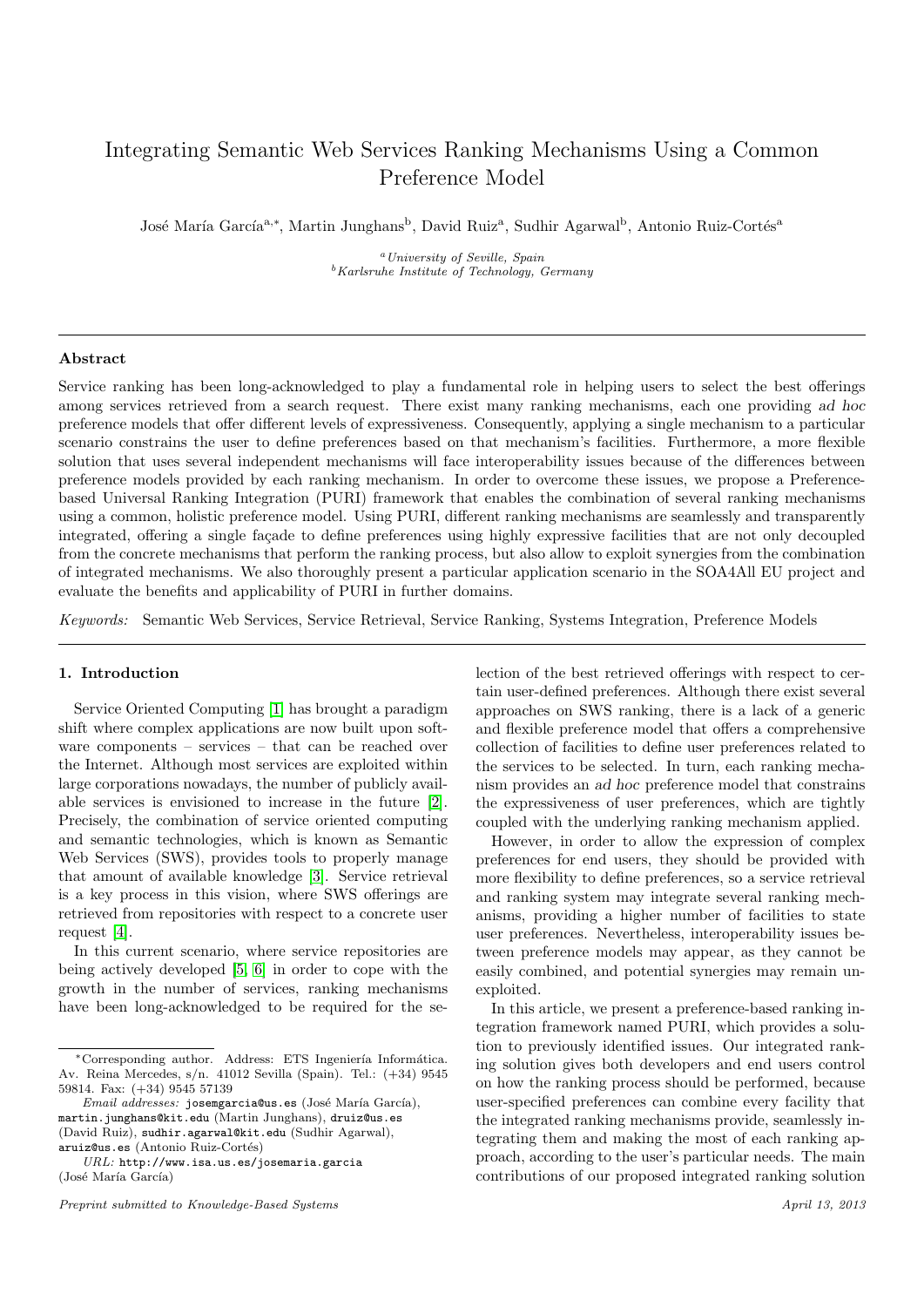# Integrating Semantic Web Services Ranking Mechanisms Using a Common Preference Model

José María García[a,*], Martin Junghans[b], David Ruiz[a], Sudhir Agarwal[b], Antonio Ruiz-Cortés[a]

[a] *University of Seville, Spain*
[b] *Karlsruhe Institute of Technology, Germany*

## Abstract

Service ranking has been long-acknowledged to play a fundamental role in helping users to select the best offerings among services retrieved from a search request. There exist many ranking mechanisms, each one providing *ad hoc* preference models that offer different levels of expressiveness. Consequently, applying a single mechanism to a particular scenario constrains the user to define preferences based on that mechanism's facilities. Furthermore, a more flexible solution that uses several independent mechanisms will face interoperability issues because of the differences between preference models provided by each ranking mechanism. In order to overcome these issues, we propose a Preference-based Universal Ranking Integration (PURI) framework that enables the combination of several ranking mechanisms using a common, holistic preference model. Using PURI, different ranking mechanisms are seamlessly and transparently integrated, offering a single façade to define preferences using highly expressive facilities that are not only decoupled from the concrete mechanisms that perform the ranking process, but also allow to exploit synergies from the combination of integrated mechanisms. We also thoroughly present a particular application scenario in the SOA4All EU project and evaluate the benefits and applicability of PURI in further domains.

*Keywords:* Semantic Web Services, Service Retrieval, Service Ranking, Systems Integration, Preference Models

## 1. Introduction

Service Oriented Computing [1] has brought a paradigm shift where complex applications are now built upon software components – services – that can be reached over the Internet. Although most services are exploited within large corporations nowadays, the number of publicly available services is envisioned to increase in the future [2]. Precisely, the combination of service oriented computing and semantic technologies, which is known as Semantic Web Services (SWS), provides tools to properly manage that amount of available knowledge [3]. Service retrieval is a key process in this vision, where SWS offerings are retrieved from repositories with respect to a concrete user request [4].

In this current scenario, where service repositories are being actively developed [5, 6] in order to cope with the growth in the number of services, ranking mechanisms have been long-acknowledged to be required for the selection of the best retrieved offerings with respect to certain user-defined preferences. Although there exist several approaches on SWS ranking, there is a lack of a generic and flexible preference model that offers a comprehensive collection of facilities to define user preferences related to the services to be selected. In turn, each ranking mechanism provides an *ad hoc* preference model that constrains the expressiveness of user preferences, which are tightly coupled with the underlying ranking mechanism applied.

However, in order to allow the expression of complex preferences for end users, they should be provided with more flexibility to define preferences, so a service retrieval and ranking system may integrate several ranking mechanisms, providing a higher number of facilities to state user preferences. Nevertheless, interoperability issues between preference models may appear, as they cannot be easily combined, and potential synergies may remain unexploited.

In this article, we present a preference-based ranking integration framework named PURI, which provides a solution to previously identified issues. Our integrated ranking solution gives both developers and end users control on how the ranking process should be performed, because user-specified preferences can combine every facility that the integrated ranking mechanisms provide, seamlessly integrating them and making the most of each ranking approach, according to the user's particular needs. The main contributions of our proposed integrated ranking solution

---

*Corresponding author. Address: ETS Ingeniería Informática. Av. Reina Mercedes, s/n. 41012 Sevilla (Spain). Tel.: (+34) 9545 59814. Fax: (+34) 9545 57139

*Email addresses:* josemgarcia@us.es (José María García), martin.junghans@kit.edu (Martin Junghans), druiz@us.es (David Ruiz), sudhir.agarwal@kit.edu (Sudhir Agarwal), aruiz@us.es (Antonio Ruiz-Cortés)

*URL:* http://www.isa.us.es/josemaria.garcia (José María García)

*Preprint submitted to Knowledge-Based Systems* *April 13, 2013*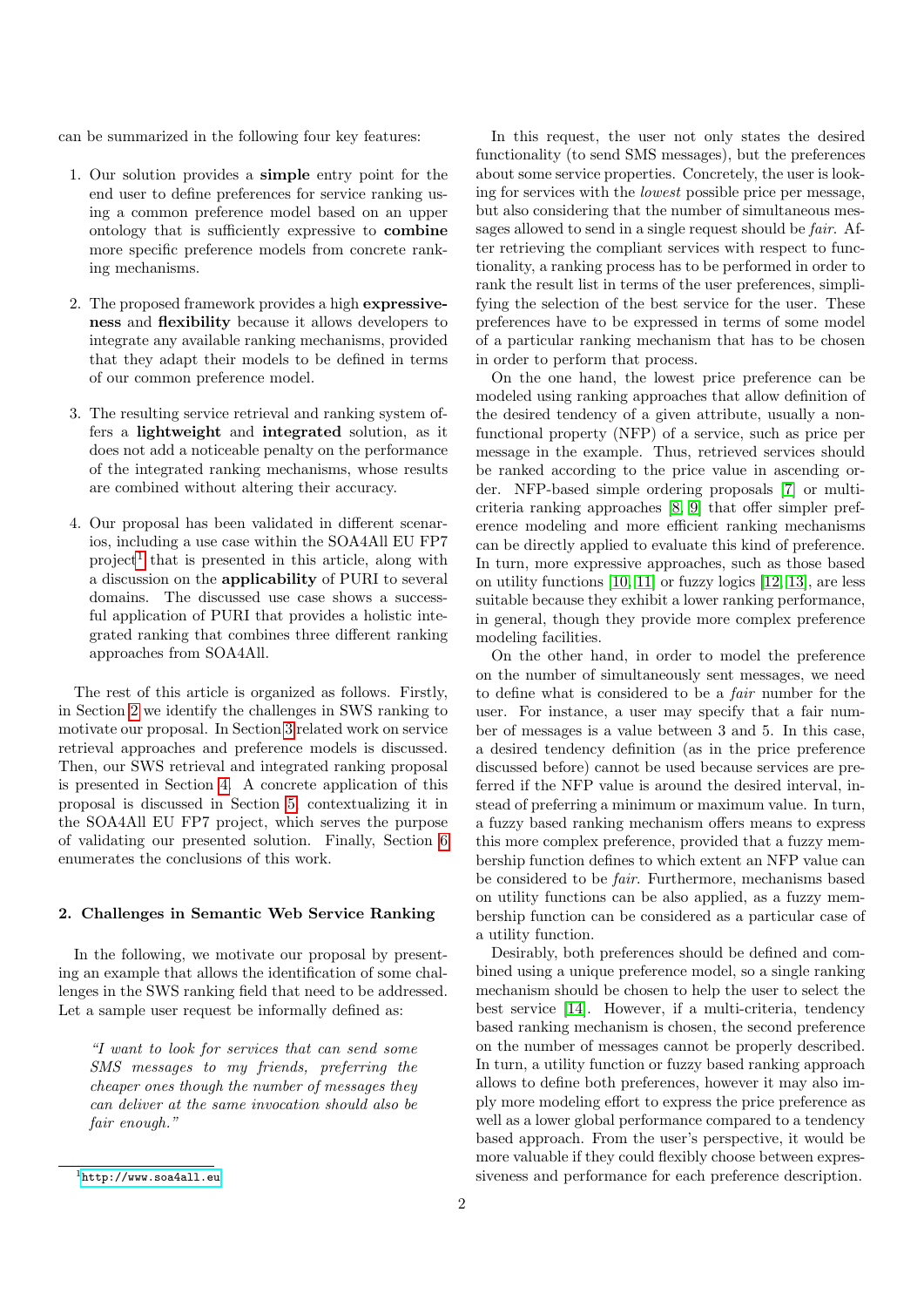can be summarized in the following four key features:

1. Our solution provides a **simple** entry point for the end user to define preferences for service ranking using a common preference model based on an upper ontology that is sufficiently expressive to **combine** more specific preference models from concrete ranking mechanisms.

2. The proposed framework provides a high **expressiveness** and **flexibility** because it allows developers to integrate any available ranking mechanisms, provided that they adapt their models to be defined in terms of our common preference model.

3. The resulting service retrieval and ranking system offers a **lightweight** and **integrated** solution, as it does not add a noticeable penalty on the performance of the integrated ranking mechanisms, whose results are combined without altering their accuracy.

4. Our proposal has been validated in different scenarios, including a use case within the SOA4All EU FP7 project[1] that is presented in this article, along with a discussion on the **applicability** of PURI to several domains. The discussed use case shows a successful application of PURI that provides a holistic integrated ranking that combines three different ranking approaches from SOA4All.

The rest of this article is organized as follows. Firstly, in Section 2 we identify the challenges in SWS ranking to motivate our proposal. In Section 3 related work on service retrieval approaches and preference models is discussed. Then, our SWS retrieval and integrated ranking proposal is presented in Section 4. A concrete application of this proposal is discussed in Section 5, contextualizing it in the SOA4All EU FP7 project, which serves the purpose of validating our presented solution. Finally, Section 6 enumerates the conclusions of this work.

## 2. Challenges in Semantic Web Service Ranking

In the following, we motivate our proposal by presenting an example that allows the identification of some challenges in the SWS ranking field that need to be addressed. Let a sample user request be informally defined as:

> *"I want to look for services that can send some SMS messages to my friends, preferring the cheaper ones though the number of messages they can deliver at the same invocation should also be fair enough."*

In this request, the user not only states the desired functionality (to send SMS messages), but the preferences about some service properties. Concretely, the user is looking for services with the *lowest* possible price per message, but also considering that the number of simultaneous messages allowed to send in a single request should be *fair*. After retrieving the compliant services with respect to functionality, a ranking process has to be performed in order to rank the result list in terms of the user preferences, simplifying the selection of the best service for the user. These preferences have to be expressed in terms of some model of a particular ranking mechanism that has to be chosen in order to perform that process.

On the one hand, the lowest price preference can be modeled using ranking approaches that allow definition of the desired tendency of a given attribute, usually a non-functional property (NFP) of a service, such as price per message in the example. Thus, retrieved services should be ranked according to the price value in ascending order. NFP-based simple ordering proposals [7] or multi-criteria ranking approaches [8, 9] that offer simpler preference modeling and more efficient ranking mechanisms can be directly applied to evaluate this kind of preference. In turn, more expressive approaches, such as those based on utility functions [10, 11] or fuzzy logics [12, 13], are less suitable because they exhibit a lower ranking performance, in general, though they provide more complex preference modeling facilities.

On the other hand, in order to model the preference on the number of simultaneously sent messages, we need to define what is considered to be a *fair* number for the user. For instance, a user may specify that a fair number of messages is a value between 3 and 5. In this case, a desired tendency definition (as in the price preference discussed before) cannot be used because services are preferred if the NFP value is around the desired interval, instead of preferring a minimum or maximum value. In turn, a fuzzy based ranking mechanism offers means to express this more complex preference, provided that a fuzzy membership function defines to which extent an NFP value can be considered to be *fair*. Furthermore, mechanisms based on utility functions can be also applied, as a fuzzy membership function can be considered as a particular case of a utility function.

Desirably, both preferences should be defined and combined using a unique preference model, so a single ranking mechanism should be chosen to help the user to select the best service [14]. However, if a multi-criteria, tendency based ranking mechanism is chosen, the second preference on the number of messages cannot be properly described. In turn, a utility function or fuzzy based ranking approach allows to define both preferences, however it may also imply more modeling effort to express the price preference as well as a lower global performance compared to a tendency based approach. From the user's perspective, it would be more valuable if they could flexibly choose between expressiveness and performance for each preference description.

[1] http://www.soa4all.eu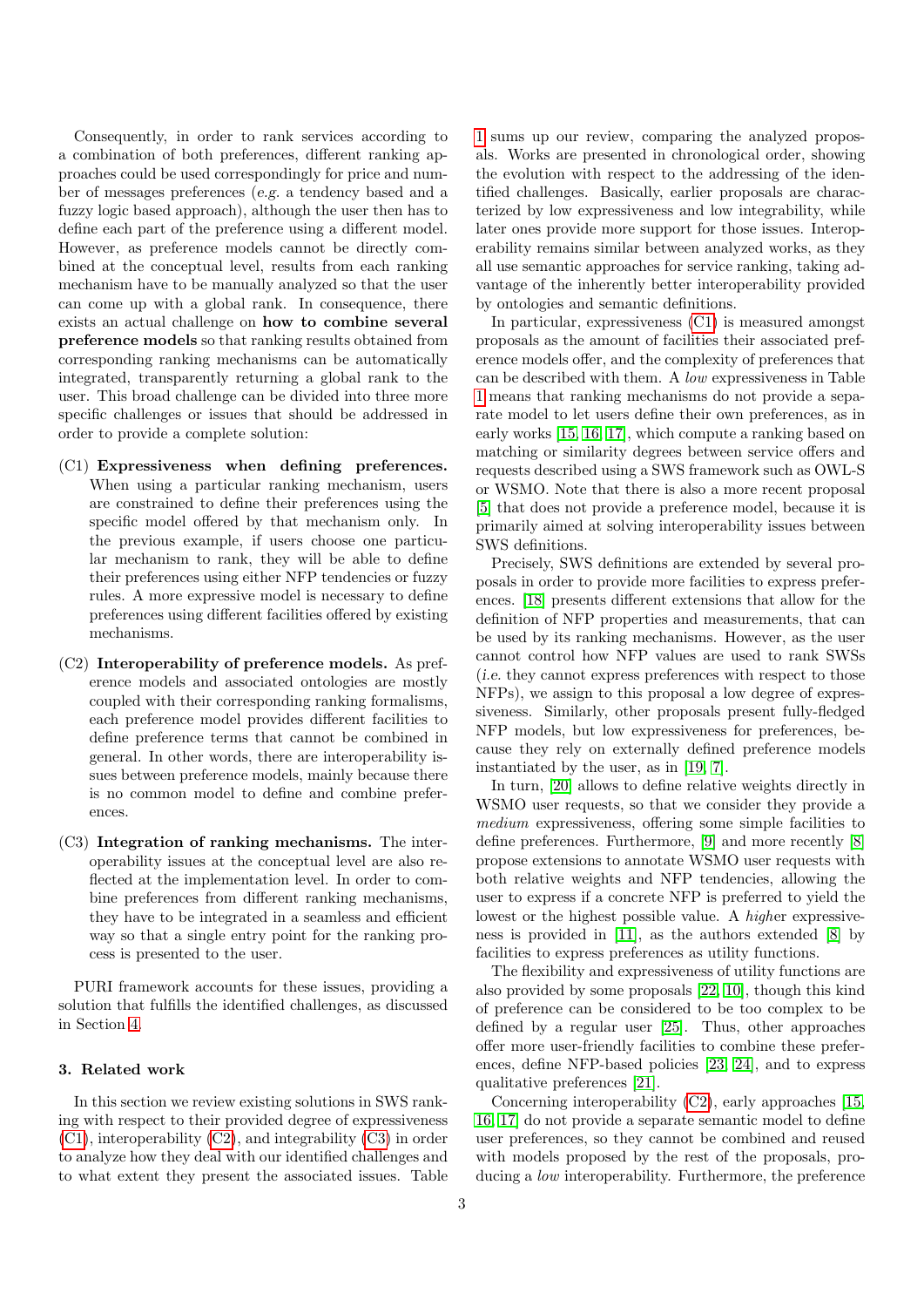Consequently, in order to rank services according to a combination of both preferences, different ranking approaches could be used correspondingly for price and number of messages preferences (*e.g.* a tendency based and a fuzzy logic based approach), although the user then has to define each part of the preference using a different model. However, as preference models cannot be directly combined at the conceptual level, results from each ranking mechanism have to be manually analyzed so that the user can come up with a global rank. In consequence, there exists an actual challenge on **how to combine several preference models** so that ranking results obtained from corresponding ranking mechanisms can be automatically integrated, transparently returning a global rank to the user. This broad challenge can be divided into three more specific challenges or issues that should be addressed in order to provide a complete solution:

- (C1) **Expressiveness when defining preferences.** When using a particular ranking mechanism, users are constrained to define their preferences using the specific model offered by that mechanism only. In the previous example, if users choose one particular mechanism to rank, they will be able to define their preferences using either NFP tendencies or fuzzy rules. A more expressive model is necessary to define preferences using different facilities offered by existing mechanisms.
- (C2) **Interoperability of preference models.** As preference models and associated ontologies are mostly coupled with their corresponding ranking formalisms, each preference model provides different facilities to define preference terms that cannot be combined in general. In other words, there are interoperability issues between preference models, mainly because there is no common model to define and combine preferences.
- (C3) **Integration of ranking mechanisms.** The interoperability issues at the conceptual level are also reflected at the implementation level. In order to combine preferences from different ranking mechanisms, they have to be integrated in a seamless and efficient way so that a single entry point for the ranking process is presented to the user.

PURI framework accounts for these issues, providing a solution that fulfills the identified challenges, as discussed in Section 4.

## 3. Related work

In this section we review existing solutions in SWS ranking with respect to their provided degree of expressiveness (C1), interoperability (C2), and integrability (C3) in order to analyze how they deal with our identified challenges and to what extent they present the associated issues. Table 1 sums up our review, comparing the analyzed proposals. Works are presented in chronological order, showing the evolution with respect to the addressing of the identified challenges. Basically, earlier proposals are characterized by low expressiveness and low integrability, while later ones provide more support for those issues. Interoperability remains similar between analyzed works, as they all use semantic approaches for service ranking, taking advantage of the inherently better interoperability provided by ontologies and semantic definitions.

In particular, expressiveness (C1) is measured amongst proposals as the amount of facilities their associated preference models offer, and the complexity of preferences that can be described with them. A *low* expressiveness in Table 1 means that ranking mechanisms do not provide a separate model to let users define their own preferences, as in early works [15, 16, 17], which compute a ranking based on matching or similarity degrees between service offers and requests described using a SWS framework such as OWL-S or WSMO. Note that there is also a more recent proposal [5] that does not provide a preference model, because it is primarily aimed at solving interoperability issues between SWS definitions.

Precisely, SWS definitions are extended by several proposals in order to provide more facilities to express preferences. [18] presents different extensions that allow for the definition of NFP properties and measurements, that can be used by its ranking mechanisms. However, as the user cannot control how NFP values are used to rank SWSs (*i.e.* they cannot express preferences with respect to those NFPs), we assign to this proposal a low degree of expressiveness. Similarly, other proposals present fully-fledged NFP models, but low expressiveness for preferences, because they rely on externally defined preference models instantiated by the user, as in [19, 7].

In turn, [20] allows to define relative weights directly in WSMO user requests, so that we consider they provide a *medium* expressiveness, offering some simple facilities to define preferences. Furthermore, [9] and more recently [8] propose extensions to annotate WSMO user requests with both relative weights and NFP tendencies, allowing the user to express if a concrete NFP is preferred to yield the lowest or the highest possible value. A *high*er expressiveness is provided in [11], as the authors extended [8] by facilities to express preferences as utility functions.

The flexibility and expressiveness of utility functions are also provided by some proposals [22, 10], though this kind of preference can be considered to be too complex to be defined by a regular user [25]. Thus, other approaches offer more user-friendly facilities to combine these preferences, define NFP-based policies [23, 24], and to express qualitative preferences [21].

Concerning interoperability (C2), early approaches [15, 16, 17] do not provide a separate semantic model to define user preferences, so they cannot be combined and reused with models proposed by the rest of the proposals, producing a *low* interoperability. Furthermore, the preference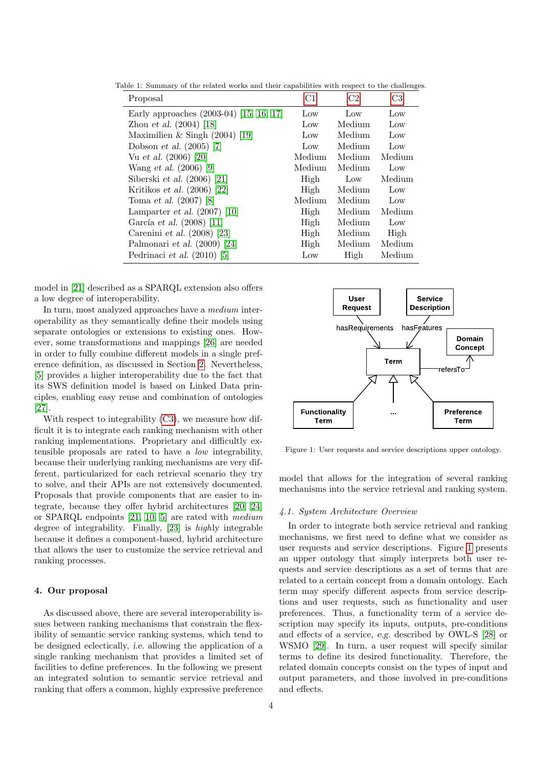Table 1: Summary of the related works and their capabilities with respect to the challenges.

| Proposal | C1 | C2 | C3 |
|---|---|---|---|
| Early approaches (2003-04) [15, 16, 17] | Low | Low | Low |
| Zhou *et al.* (2004) [18] | Low | Medium | Low |
| Maximilien & Singh (2004) [19] | Low | Medium | Low |
| Dobson *et al.* (2005) [7] | Low | Medium | Low |
| Vu *et al.* (2006) [20] | Medium | Medium | Medium |
| Wang *et al.* (2006) [9] | Medium | Medium | Low |
| Siberski *et al.* (2006) [21] | High | Low | Medium |
| Kritikos *et al.* (2006) [22] | High | Medium | Low |
| Toma *et al.* (2007) [8] | Medium | Medium | Low |
| Lamparter *et al.* (2007) [10] | High | Medium | Medium |
| García *et al.* (2008) [11] | High | Medium | Low |
| Carenini *et al.* (2008) [23] | High | Medium | High |
| Palmonari *et al.* (2009) [24] | High | Medium | Medium |
| Pedrinaci *et al.* (2010) [5] | Low | High | Medium |

model in [21] described as a SPARQL extension also offers a low degree of interoperability.

In turn, most analyzed approaches have a *medium* interoperability as they semantically define their models using separate ontologies or extensions to existing ones. However, some transformations and mappings [26] are needed in order to fully combine different models in a single preference definition, as discussed in Section 2. Nevertheless, [5] provides a higher interoperability due to the fact that its SWS definition model is based on Linked Data principles, enabling easy reuse and combination of ontologies [27].

With respect to integrability (C3), we measure how difficult it is to integrate each ranking mechanism with other ranking implementations. Proprietary and difficultly extensible proposals are rated to have a *low* integrability, because their underlying ranking mechanisms are very different, particularized for each retrieval scenario they try to solve, and their APIs are not extensively documented. Proposals that provide components that are easier to integrate, because they offer hybrid architectures [20, 24] or SPARQL endpoints [21, 10, 5] are rated with *medium* degree of integrability. Finally, [23] is *high*ly integrable because it defines a component-based, hybrid architecture that allows the user to customize the service retrieval and ranking processes.

## 4. Our proposal

As discussed above, there are several interoperability issues between ranking mechanisms that constrain the flexibility of semantic service ranking systems, which tend to be designed eclectically, *i.e.* allowing the application of a single ranking mechanism that provides a limited set of facilities to define preferences. In the following we present an integrated solution to semantic service retrieval and ranking that offers a common, highly expressive preference model that allows for the integration of several ranking mechanisms into the service retrieval and ranking system.

Figure 1: User requests and service descriptions upper ontology.

### 4.1. System Architecture Overview

In order to integrate both service retrieval and ranking mechanisms, we first need to define what we consider as user requests and service descriptions. Figure 1 presents an upper ontology that simply interprets both user requests and service descriptions as a set of terms that are related to a certain concept from a domain ontology. Each term may specify different aspects from service descriptions and user requests, such as functionality and user preferences. Thus, a functionality term of a service description may specify its inputs, outputs, pre-conditions and effects of a service, *e.g.* described by OWL-S [28] or WSMO [29]. In turn, a user request will specify similar terms to define its desired functionality. Therefore, the related domain concepts consist on the types of input and output parameters, and those involved in pre-conditions and effects.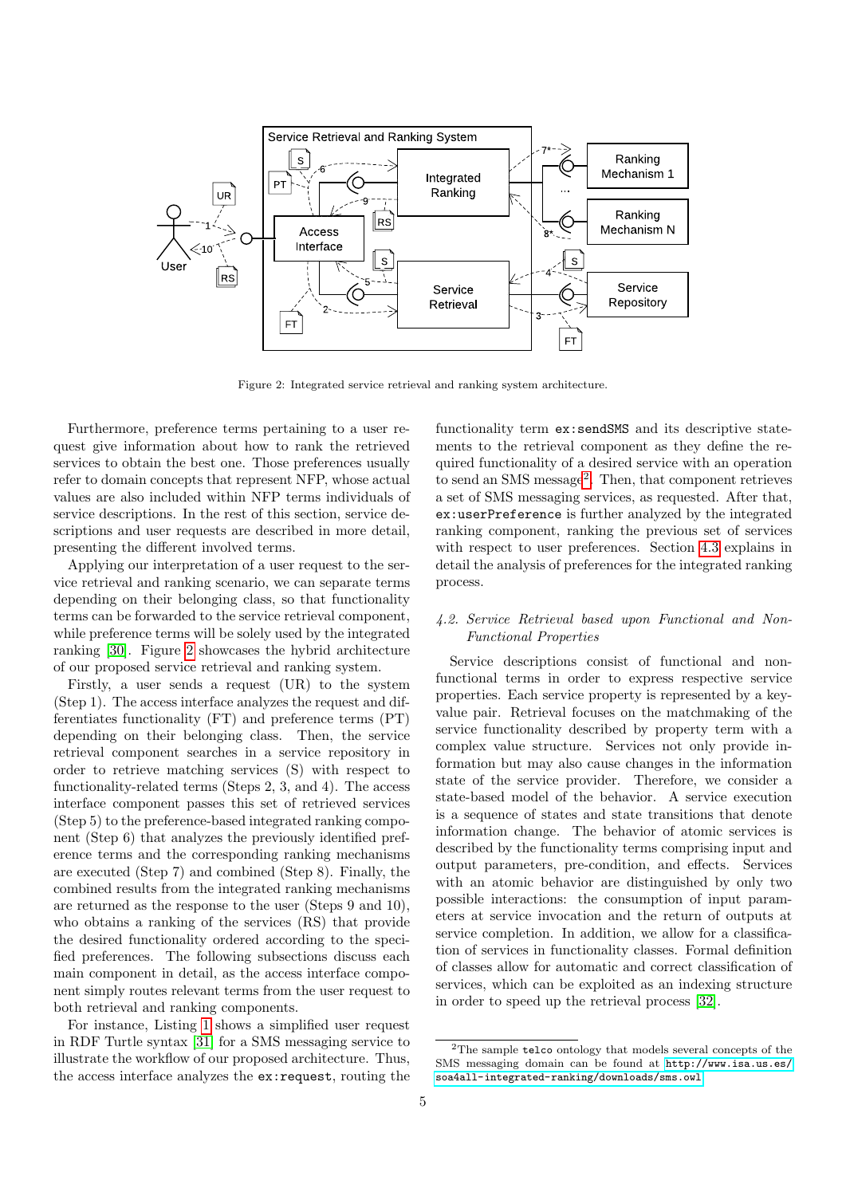Figure 2: Integrated service retrieval and ranking system architecture.

Furthermore, preference terms pertaining to a user request give information about how to rank the retrieved services to obtain the best one. Those preferences usually refer to domain concepts that represent NFP, whose actual values are also included within NFP terms individuals of service descriptions. In the rest of this section, service descriptions and user requests are described in more detail, presenting the different involved terms.

Applying our interpretation of a user request to the service retrieval and ranking scenario, we can separate terms depending on their belonging class, so that functionality terms can be forwarded to the service retrieval component, while preference terms will be solely used by the integrated ranking [30]. Figure 2 showcases the hybrid architecture of our proposed service retrieval and ranking system.

Firstly, a user sends a request (UR) to the system (Step 1). The access interface analyzes the request and differentiates functionality (FT) and preference terms (PT) depending on their belonging class. Then, the service retrieval component searches in a service repository in order to retrieve matching services (S) with respect to functionality-related terms (Steps 2, 3, and 4). The access interface component passes this set of retrieved services (Step 5) to the preference-based integrated ranking component (Step 6) that analyzes the previously identified preference terms and the corresponding ranking mechanisms are executed (Step 7) and combined (Step 8). Finally, the combined results from the integrated ranking mechanisms are returned as the response to the user (Steps 9 and 10), who obtains a ranking of the services (RS) that provide the desired functionality ordered according to the specified preferences. The following subsections discuss each main component in detail, as the access interface component simply routes relevant terms from the user request to both retrieval and ranking components.

For instance, Listing 1 shows a simplified user request in RDF Turtle syntax [31] for a SMS messaging service to illustrate the workflow of our proposed architecture. Thus, the access interface analyzes the `ex:request`, routing the functionality term `ex:sendSMS` and its descriptive statements to the retrieval component as they define the required functionality of a desired service with an operation to send an SMS message[2]. Then, that component retrieves a set of SMS messaging services, as requested. After that, `ex:userPreference` is further analyzed by the integrated ranking component, ranking the previous set of services with respect to user preferences. Section 4.3 explains in detail the analysis of preferences for the integrated ranking process.

### 4.2. Service Retrieval based upon Functional and Non-Functional Properties

Service descriptions consist of functional and non-functional terms in order to express respective service properties. Each service property is represented by a key-value pair. Retrieval focuses on the matchmaking of the service functionality described by property term with a complex value structure. Services not only provide information but may also cause changes in the information state of the service provider. Therefore, we consider a state-based model of the behavior. A service execution is a sequence of states and state transitions that denote information change. The behavior of atomic services is described by the functionality terms comprising input and output parameters, pre-condition, and effects. Services with an atomic behavior are distinguished by only two possible interactions: the consumption of input parameters at service invocation and the return of outputs at service completion. In addition, we allow for a classification of services in functionality classes. Formal definition of classes allow for automatic and correct classification of services, which can be exploited as an indexing structure in order to speed up the retrieval process [32].

[2] The sample `telco` ontology that models several concepts of the SMS messaging domain can be found at http://www.isa.us.es/soa4all-integrated-ranking/downloads/sms.owl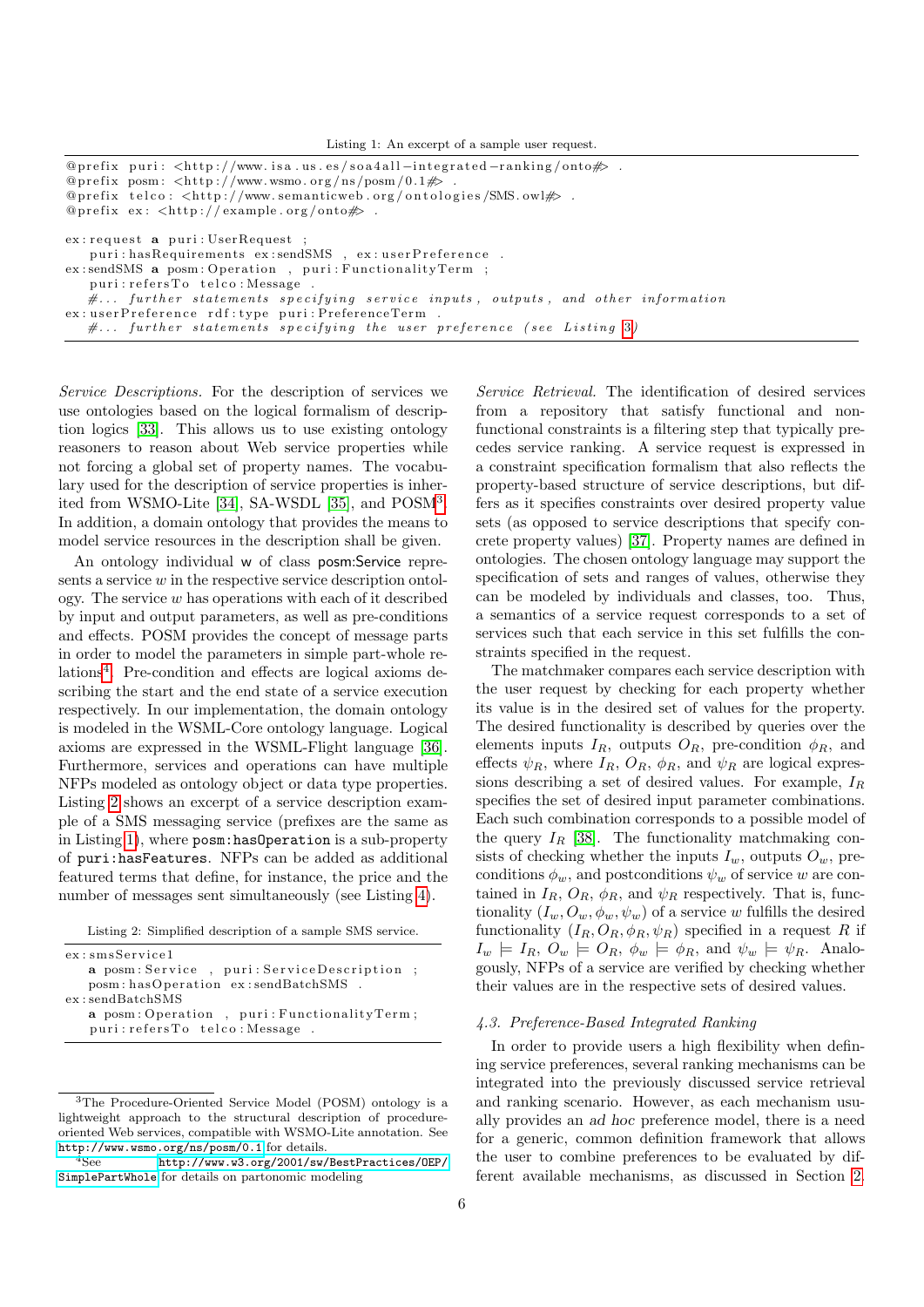Listing 1: An excerpt of a sample user request.

```
@prefix puri: <http://www.isa.us.es/soa4all-integrated-ranking/onto#> .
@prefix posm: <http://www.wsmo.org/ns/posm/0.1#> .
@prefix telco: <http://www.semanticweb.org/ontologies/SMS.owl#> .
@prefix ex: <http://example.org/onto#> .

ex:request a puri:UserRequest ;
    puri:hasRequirements ex:sendSMS , ex:userPreference .
ex:sendSMS a posm:Operation , puri:FunctionalityTerm ;
    puri:refersTo telco:Message .
    #... further statements specifying service inputs, outputs, and other information
ex:userPreference rdf:type puri:PreferenceTerm .
    #... further statements specifying the user preference (see Listing 3)
```

*Service Descriptions.* For the description of services we use ontologies based on the logical formalism of description logics [33]. This allows us to use existing ontology reasoners to reason about Web service properties while not forcing a global set of property names. The vocabulary used for the description of service properties is inherited from WSMO-Lite [34], SA-WSDL [35], and POSM[3]. In addition, a domain ontology that provides the means to model service resources in the description shall be provided.

An ontology individual w of class posm:Service represents a service $w$ in the respective service description ontology. The service $w$ has operations with each of it described by input and output parameters, as well as pre-conditions and effects. POSM provides the concept of message parts in order to model the parameters in simple part-whole relations[4]. Pre-condition and effects are logical axioms describing the start and the end state of a service execution respectively. In our implementation, the domain ontology is modeled in the WSML-Core ontology language. Logical axioms are expressed in the WSML-Flight language [36]. Furthermore, services and operations can have multiple NFPs modeled as ontology object or data type properties. Listing 2 shows an excerpt of a service description example of a SMS messaging service (prefixes are the same as in Listing 1), where `posm:hasOperation` is a sub-property of `puri:hasFeatures`. NFPs can be added as additional featured terms that define, for instance, the price and the number of messages sent simultaneously (see Listing 4).

Listing 2: Simplified description of a sample SMS service.

```
ex:smsService1
    a posm:Service , puri:ServiceDescription ;
    posm:hasOperation ex:sendBatchSMS .
ex:sendBatchSMS
    a posm:Operation , puri:FunctionalityTerm;
    puri:refersTo telco:Message .
```

*Service Retrieval.* The identification of desired services from a repository that satisfy functional and non-functional constraints is a filtering step that typically precedes service ranking. A service request is expressed in a constraint specification formalism that also reflects the property-based structure of service descriptions, but differs as it specifies constraints over desired property value sets (as opposed to service descriptions that specify concrete property values) [37]. Property names are defined in ontologies. The chosen ontology language may support the specification of sets and ranges of values, otherwise they can be modeled by individuals and classes, too. Thus, a semantics of a service request corresponds to a set of services such that each service in this set fulfills the constraints specified in the request.

The matchmaker compares each service description with the user request by checking for each property whether its value is in the desired set of values for the property. The desired functionality is described by queries over the elements inputs $I_R$, outputs $O_R$, pre-condition $\phi_R$, and effects $\psi_R$, where $I_R$, $O_R$, $\phi_R$, and $\psi_R$ are logical expressions describing a set of desired values. For example, $I_R$ specifies the set of desired input parameter combinations. Each such combination corresponds to a possible model of the query $I_R$ [38]. The functionality matchmaking consists of checking whether the inputs $I_w$, outputs $O_w$, preconditions $\phi_w$, and postconditions $\psi_w$ of service $w$ are contained in $I_R$, $O_R$, $\phi_R$, and $\psi_R$ respectively. That is, functionality $(I_w, O_w, \phi_w, \psi_w)$ of a service $w$ fulfills the desired functionality $(I_R, O_R, \phi_R, \psi_R)$ specified in a request $R$ if $I_w \models I_R$, $O_w \models O_R$, $\phi_w \models \phi_R$, and $\psi_w \models \psi_R$. Analogously, NFPs of a service are verified by checking whether their values are in the respective sets of desired values.

### 4.3. Preference-Based Integrated Ranking

In order to provide users a high flexibility when defining service preferences, several ranking mechanisms can be integrated into the previously discussed service retrieval and ranking scenario. However, as each mechanism usually provides an *ad hoc* preference model, there is a need for a generic, common definition framework that allows the user to combine preferences to be evaluated by different available mechanisms, as discussed in Section 2.

[3] The Procedure-Oriented Service Model (POSM) ontology is a lightweight approach to the structural description of procedure-oriented Web services, compatible with WSMO-Lite annotation. See http://www.wsmo.org/ns/posm/0.1 for details.

[4] See http://www.w3.org/2001/sw/BestPractices/OEP/SimplePartWhole for details on partonomic modeling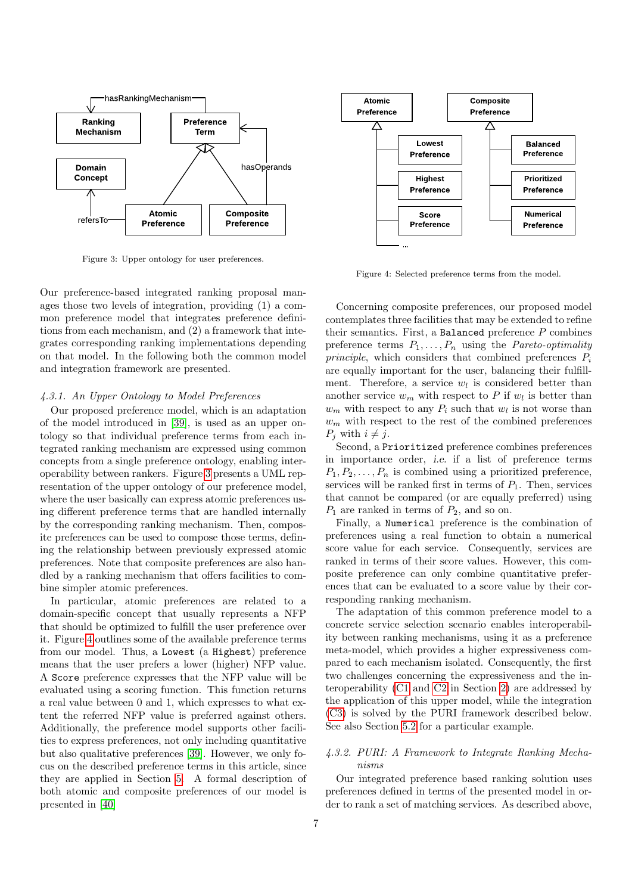Figure 3: Upper ontology for user preferences.

Figure 4: Selected preference terms from the model.

Our preference-based integrated ranking proposal manages those two levels of integration, providing (1) a common preference model that integrates preference definitions from each mechanism, and (2) a framework that integrates corresponding ranking implementations depending on that model. In the following both the common model and integration framework are presented.

#### 4.3.1. An Upper Ontology to Model Preferences

Our proposed preference model, which is an adaptation of the model introduced in [39], is used as an upper ontology so that individual preference terms from each integrated ranking mechanism are expressed using common concepts from a single preference ontology, enabling interoperability between rankers. Figure 3 presents a UML representation of the upper ontology of our preference model, where the user basically can express atomic preferences using different preference terms that are handled internally by the corresponding ranking mechanism. Then, composite preferences can be used to compose those terms, defining the relationship between previously expressed atomic preferences. Note that composite preferences are also handled by a ranking mechanism that offers facilities to combine simpler atomic preferences.

In particular, atomic preferences are related to a domain-specific concept that usually represents a NFP that should be optimized to fulfill the user preference over it. Figure 4 outlines some of the available preference terms from our model. Thus, a `Lowest` (a `Highest`) preference means that the user prefers a lower (higher) NFP value. A `Score` preference expresses that the NFP value will be evaluated using a scoring function. This function returns a real value between 0 and 1, which expresses to what extent the referred NFP value is preferred against others. Additionally, the preference model supports other facilities to express preferences, not only including quantitative but also qualitative preferences [39]. However, we only focus on the described preference terms in this article, since they are applied in Section 5. A formal description of both atomic and composite preferences of our model is presented in [40].

Concerning composite preferences, our proposed model contemplates three facilities that may be extended to refine their semantics. First, a `Balanced` preference $P$ combines preference terms $P_1, \ldots, P_n$ using the *Pareto-optimality principle*, which considers that combined preferences $P_i$ are equally important for the user, balancing their fulfillment. Therefore, a service $w_l$ is considered better than another service $w_m$ with respect to $P$ if $w_l$ is better than $w_m$ with respect to any $P_i$ such that $w_l$ is not worse than $w_m$ with respect to the rest of the combined preferences $P_j$ with $i \neq j$.

Second, a `Prioritized` preference combines preferences in importance order, *i.e.* if a list of preference terms $P_1, P_2, \ldots, P_n$ is combined using a prioritized preference, services will be ranked first in terms of $P_1$. Then, services that cannot be compared (or are equally preferred) using $P_1$ are ranked in terms of $P_2$, and so on.

Finally, a `Numerical` preference is the combination of preferences using a real function to obtain a numerical score value for each service. Consequently, services are ranked in terms of their score values. However, this composite preference can only combine quantitative preferences that can be evaluated to a score value by their corresponding ranking mechanism.

The adaptation of this common preference model to a concrete service selection scenario enables interoperability between ranking mechanisms, using it as a preference meta-model, which provides a higher expressiveness compared to each mechanism isolated. Consequently, the first two challenges concerning the expressiveness and the interoperability (C1 and C2 in Section 2) are addressed by the application of this upper model, while the integration (C3) is solved by the PURI framework described below. See also Section 5.2 for a particular example.

#### 4.3.2. PURI: A Framework to Integrate Ranking Mechanisms

Our integrated preference based ranking solution uses preferences defined in terms of the presented model in order to rank a set of matching services. As described above,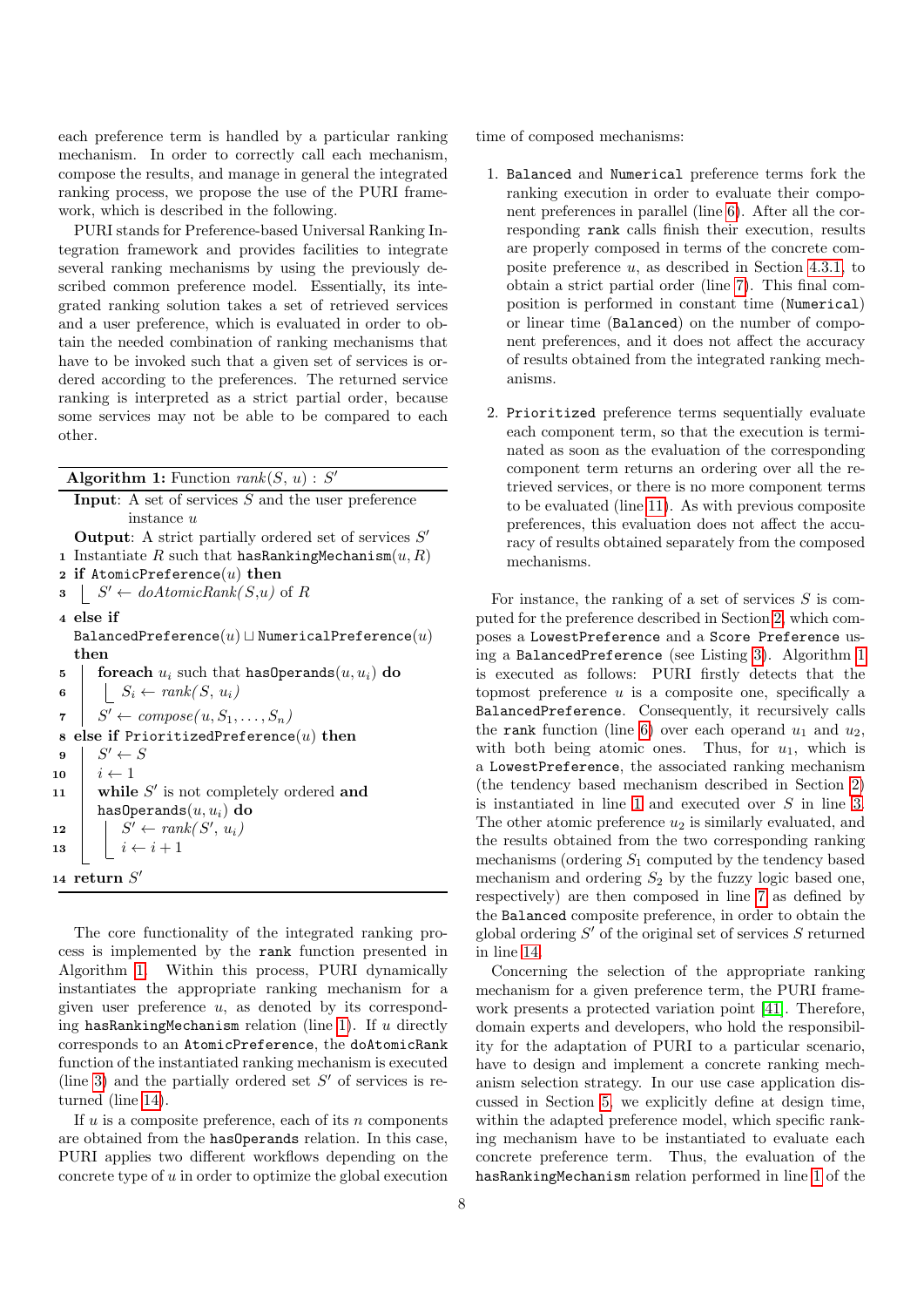each preference term is handled by a particular ranking mechanism. In order to correctly call each mechanism, compose the results, and manage in general the integrated ranking process, we propose the use of the PURI framework, which is described in the following.

PURI stands for Preference-based Universal Ranking Integration framework and provides facilities to integrate several ranking mechanisms by using the previously described common preference model. Essentially, its integrated ranking solution takes a set of retrieved services and a user preference, which is evaluated in order to obtain the needed combination of ranking mechanisms that have to be invoked such that a given set of services is ordered according to the preferences. The returned service ranking is interpreted as a strict partial order, because some services may not be able to be compared to each other.

**Algorithm 1:** Function *rank*$(S, u)$ : $S'$

```
Input: A set of services S and the user preference
       instance u
Output: A strict partially ordered set of services S'
1  Instantiate R such that hasRankingMechanism(u, R)
2  if AtomicPreference(u) then
3  |  S' ← doAtomicRank(S,u) of R
4  else if
   BalancedPreference(u) ⊔ NumericalPreference(u)
   then
5  |  foreach u_i such that hasOperands(u, u_i) do
6  |  |  S_i ← rank(S, u_i)
7  |  S' ← compose(u, S_1, ..., S_n)
8  else if PrioritizedPreference(u) then
9  |  S' ← S
10 |  i ← 1
11 |  while S' is not completely ordered and
   |  hasOperands(u, u_i) do
12 |  |  S' ← rank(S', u_i)
13 |  |  i ← i + 1
14 return S'
```

The core functionality of the integrated ranking process is implemented by the `rank` function presented in Algorithm 1. Within this process, PURI dynamically instantiates the appropriate ranking mechanism for a given user preference $u$, as denoted by its corresponding `hasRankingMechanism` relation (line 1). If $u$ directly corresponds to an `AtomicPreference`, the `doAtomicRank` function of the instantiated ranking mechanism is executed (line 3) and the partially ordered set $S'$ of services is returned (line 14).

If $u$ is a composite preference, each of its $n$ components are obtained from the `hasOperands` relation. In this case, PURI applies two different workflows depending on the concrete type of $u$ in order to optimize the global execution time of composed mechanisms:

1. `Balanced` and `Numerical` preference terms fork the ranking execution in order to evaluate their component preferences in parallel (line 6). After all the corresponding `rank` calls finish their execution, results are properly composed in terms of the concrete composite preference $u$, as described in Section 4.3.1, to obtain a strict partial order (line 7). This final composition is performed in constant time (`Numerical`) or linear time (`Balanced`) on the number of component preferences, and it does not affect the accuracy of results obtained from the integrated ranking mechanisms.

2. `Prioritized` preference terms sequentially evaluate each component term, so that the execution is terminated as soon as the evaluation of the corresponding component term returns an ordering over all the retrieved services, or there is no more component terms to be evaluated (line 11). As with previous composite preferences, this evaluation does not affect the accuracy of results obtained separately from the composed mechanisms.

For instance, the ranking of a set of services $S$ is computed for the preference described in Section 2, which composes a `LowestPreference` and a `Score Preference` using a `BalancedPreference` (see Listing 3). Algorithm 1 is executed as follows: PURI firstly detects that the topmost preference $u$ is a composite one, specifically a `BalancedPreference`. Consequently, it recursively calls the `rank` function (line 6) over each operand $u_1$ and $u_2$, with both being atomic ones. Thus, for $u_1$, which is a `LowestPreference`, the associated ranking mechanism (the tendency based mechanism described in Section 2) is instantiated in line 1 and executed over $S$ in line 3. The other atomic preference $u_2$ is similarly evaluated, and the results obtained from the two corresponding ranking mechanisms (ordering $S_1$ computed by the tendency based mechanism and ordering $S_2$ by the fuzzy logic based one, respectively) are then composed in line 7 as defined by the `Balanced` composite preference, in order to obtain the global ordering $S'$ of the original set of services $S$ returned in line 14.

Concerning the selection of the appropriate ranking mechanism for a given preference term, the PURI framework presents a protected variation point [41]. Therefore, domain experts and developers, who hold the responsibility for the adaptation of PURI to a particular scenario, have to design and implement a concrete ranking mechanism selection strategy. In our use case application discussed in Section 5, we explicitly define at design time, within the adapted preference model, which specific ranking mechanism have to be instantiated to evaluate each concrete preference term. Thus, the evaluation of the `hasRankingMechanism` relation performed in line 1 of the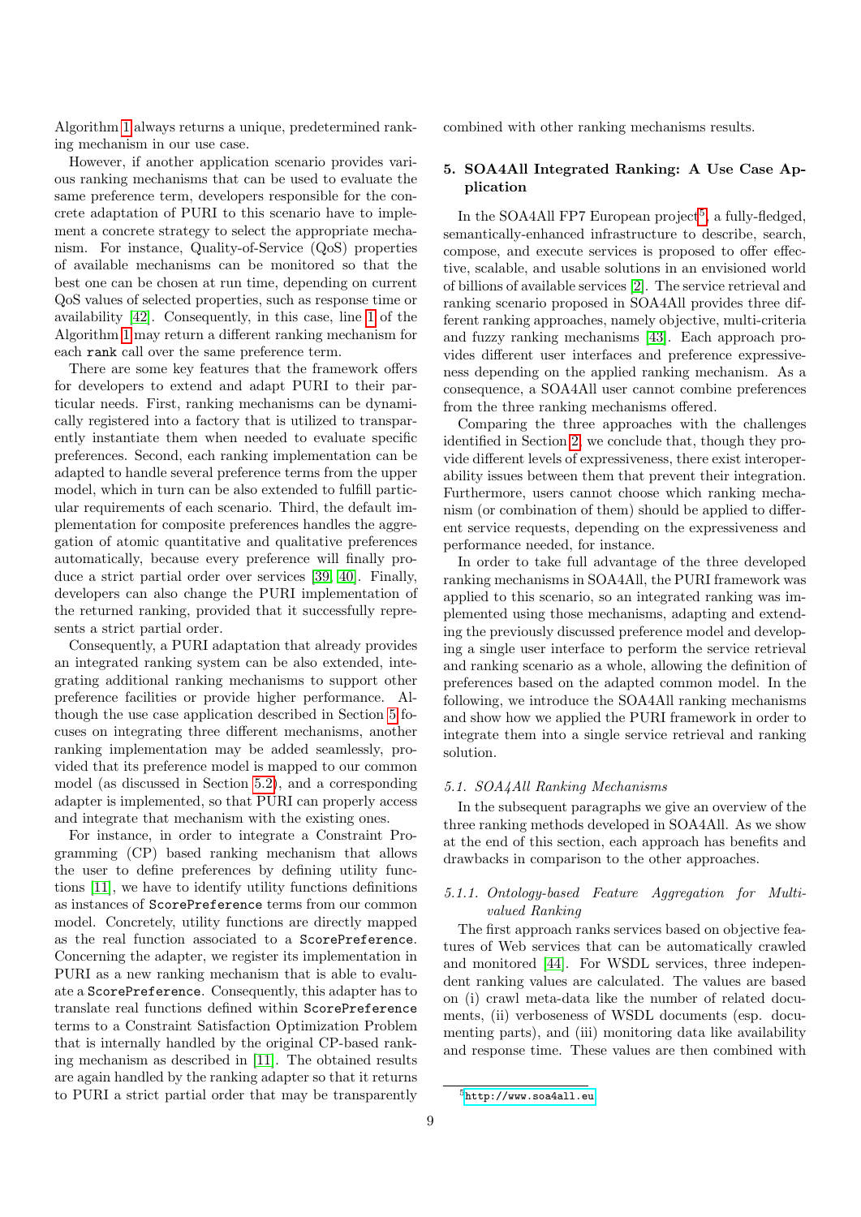Algorithm 1 always returns a unique, predetermined ranking mechanism in our use case.

However, if another application scenario provides various ranking mechanisms that can be used to evaluate the same preference term, developers responsible for the concrete adaptation of PURI to this scenario have to implement a concrete strategy to select the appropriate mechanism. For instance, Quality-of-Service (QoS) properties of available mechanisms can be monitored so that the best one can be chosen at run time, depending on current QoS values of selected properties, such as response time or availability [42]. Consequently, in this case, line 1 of the Algorithm 1 may return a different ranking mechanism for each `rank` call over the same preference term.

There are some key features that the framework offers for developers to extend and adapt PURI to their particular needs. First, ranking mechanisms can be dynamically registered into a factory that is utilized to transparently instantiate them when needed to evaluate specific preferences. Second, each ranking implementation can be adapted to handle several preference terms from the upper model, which in turn can be also extended to fulfill particular requirements of each scenario. Third, the default implementation for composite preferences handles the aggregation of atomic quantitative and qualitative preferences automatically, because every preference will finally produce a strict partial order over services [39, 40]. Finally, developers can also change the PURI implementation of the returned ranking, provided that it successfully represents a strict partial order.

Consequently, a PURI adaptation that already provides an integrated ranking system can be also extended, integrating additional ranking mechanisms to support other preference facilities or provide higher performance. Although the use case application described in Section 5 focuses on integrating three different mechanisms, another ranking implementation may be added seamlessly, provided that its preference model is mapped to our common model (as discussed in Section 5.2), and a corresponding adapter is implemented, so that PURI can properly access and integrate that mechanism with the existing ones.

For instance, in order to integrate a Constraint Programming (CP) based ranking mechanism that allows the user to define preferences by defining utility functions [11], we have to identify utility functions definitions as instances of `ScorePreference` terms from our common model. Concretely, utility functions are directly mapped as the real function associated to a `ScorePreference`. Concerning the adapter, we register its implementation in PURI as a new ranking mechanism that is able to evaluate a `ScorePreference`. Consequently, this adapter has to translate real functions defined within `ScorePreference` terms to a Constraint Satisfaction Optimization Problem that is internally handled by the original CP-based ranking mechanism as described in [11]. The obtained results are again handled by the ranking adapter so that it returns to PURI a strict partial order that may be transparently combined with other ranking mechanisms results.

## 5. SOA4All Integrated Ranking: A Use Case Application

In the SOA4All FP7 European project[5], a fully-fledged, semantically-enhanced infrastructure to describe, search, compose, and execute services is proposed to offer effective, scalable, and usable solutions in an envisioned world of billions of available services [2]. The service retrieval and ranking scenario proposed in SOA4All provides three different ranking approaches, namely objective, multi-criteria and fuzzy ranking mechanisms [43]. Each approach provides different user interfaces and preference expressiveness depending on the applied ranking mechanism. As a consequence, a SOA4All user cannot combine preferences from the three ranking mechanisms offered.

Comparing the three approaches with the challenges identified in Section 2, we conclude that, though they provide different levels of expressiveness, there exist interoperability issues between them that prevent their integration. Furthermore, users cannot choose which ranking mechanism (or combination of them) should be applied to different service requests, depending on the expressiveness and performance needed, for instance.

In order to take full advantage of the three developed ranking mechanisms in SOA4All, the PURI framework was applied to this scenario, so an integrated ranking was implemented using those mechanisms, adapting and extending the previously discussed preference model and developing a single user interface to perform the service retrieval and ranking scenario as a whole, allowing the definition of preferences based on the adapted common model. In the following, we introduce the SOA4All ranking mechanisms and show how we applied the PURI framework in order to integrate them into a single service retrieval and ranking solution.

### 5.1. SOA4All Ranking Mechanisms

In the subsequent paragraphs we give an overview of the three ranking methods developed in SOA4All. As we show at the end of this section, each approach has benefits and drawbacks in comparison to the other approaches.

#### 5.1.1. Ontology-based Feature Aggregation for Multi-valued Ranking

The first approach ranks services based on objective features of Web services that can be automatically crawled and monitored [44]. For WSDL services, three independent ranking values are calculated. The values are based on (i) crawl meta-data like the number of related documents, (ii) verboseness of WSDL documents (esp. documenting parts), and (iii) monitoring data like availability and response time. These values are then combined with

[5] http://www.soa4all.eu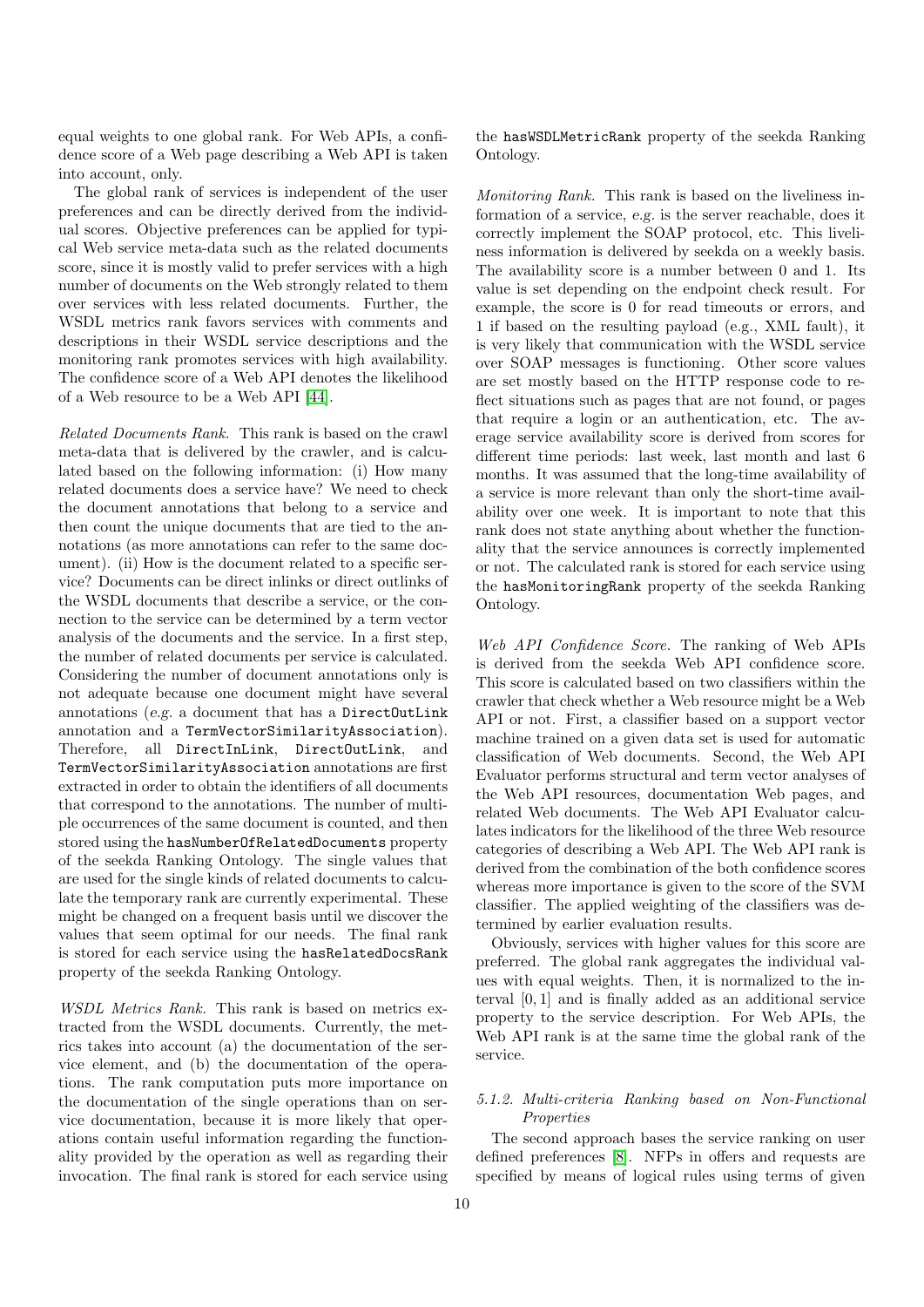equal weights to one global rank. For Web APIs, a confidence score of a Web page describing a Web API is taken into account, only.

The global rank of services is independent of the user preferences and can be directly derived from the individual scores. Objective preferences can be applied for typical Web service meta-data such as the related documents score, since it is mostly valid to prefer services with a high number of documents on the Web strongly related to them over services with less related documents. Further, the WSDL metrics rank favors services with comments and descriptions in their WSDL service descriptions and the monitoring rank promotes services with high availability. The confidence score of a Web API denotes the likelihood of a Web resource to be a Web API [44].

*Related Documents Rank.* This rank is based on the crawl meta-data that is delivered by the crawler, and is calculated based on the following information: (i) How many related documents does a service have? We need to check the document annotations that belong to a service and then count the unique documents that are tied to the annotations (as more annotations can refer to the same document). (ii) How is the document related to a specific service? Documents can be direct inlinks or direct outlinks of the WSDL documents that describe a service, or the connection to the service can be determined by a term vector analysis of the documents and the service. In a first step, the number of related documents per service is calculated. Considering the number of document annotations only is not adequate because one document might have several annotations (*e.g.* a document that has a `DirectOutLink` annotation and a `TermVectorSimilarityAssociation`). Therefore, all `DirectInLink`, `DirectOutLink`, and `TermVectorSimilarityAssociation` annotations are first extracted in order to obtain the identifiers of all documents that correspond to the annotations. The number of multiple occurrences of the same document is counted, and then stored using the `hasNumberOfRelatedDocuments` property of the seekda Ranking Ontology. The single values that are used for the single kinds of related documents to calculate the temporary rank are currently experimental. These might be changed on a frequent basis until we discover the values that seem optimal for our needs. The final rank is stored for each service using the `hasRelatedDocsRank` property of the seekda Ranking Ontology.

*WSDL Metrics Rank.* This rank is based on metrics extracted from the WSDL documents. Currently, the metrics takes into account (a) the documentation of the service element, and (b) the documentation of the operations. The rank computation puts more importance on the documentation of the single operations than on service documentation, because it is more likely that operations contain useful information regarding the functionality provided by the operation as well as regarding their invocation. The final rank is stored for each service using the `hasWSDLMetricRank` property of the seekda Ranking Ontology.

*Monitoring Rank.* This rank is based on the liveliness information of a service, *e.g.* is the server reachable, does it correctly implement the SOAP protocol, etc. This liveliness information is delivered by seekda on a weekly basis. The availability score is a number between 0 and 1. Its value is set depending on the endpoint check result. For example, the score is 0 for read timeouts or errors, and 1 if based on the resulting payload (e.g., XML fault), it is very likely that communication with the WSDL service over SOAP messages is functioning. Other score values are set mostly based on the HTTP response code to reflect situations such as pages that are not found, or pages that require a login or an authentication, etc. The average service availability score is derived from scores for different time periods: last week, last month and last 6 months. It was assumed that the long-time availability of a service is more relevant than only the short-time availability over one week. It is important to note that this rank does not state anything about whether the functionality that the service announces is correctly implemented or not. The calculated rank is stored for each service using the `hasMonitoringRank` property of the seekda Ranking Ontology.

*Web API Confidence Score.* The ranking of Web APIs is derived from the seekda Web API confidence score. This score is calculated based on two classifiers within the crawler that check whether a Web resource might be a Web API or not. First, a classifier based on a support vector machine trained on a given data set is used for automatic classification of Web documents. Second, the Web API Evaluator performs structural and term vector analyses of the Web API resources, documentation Web pages, and related Web documents. The Web API Evaluator calculates indicators for the likelihood of the three Web resource categories of describing a Web API. The Web API rank is derived from the combination of the both confidence scores whereas more importance is given to the score of the SVM classifier. The applied weighting of the classifiers was determined by earlier evaluation results.

Obviously, services with higher values for this score are preferred. The global rank aggregates the individual values with equal weights. Then, it is normalized to the interval $[0, 1]$ and is finally added as an additional service property to the service description. For Web APIs, the Web API rank is at the same time the global rank of the service.

##### 5.1.2. Multi-criteria Ranking based on Non-Functional Properties

The second approach bases the service ranking on user defined preferences [8]. NFPs in offers and requests are specified by means of logical rules using terms of given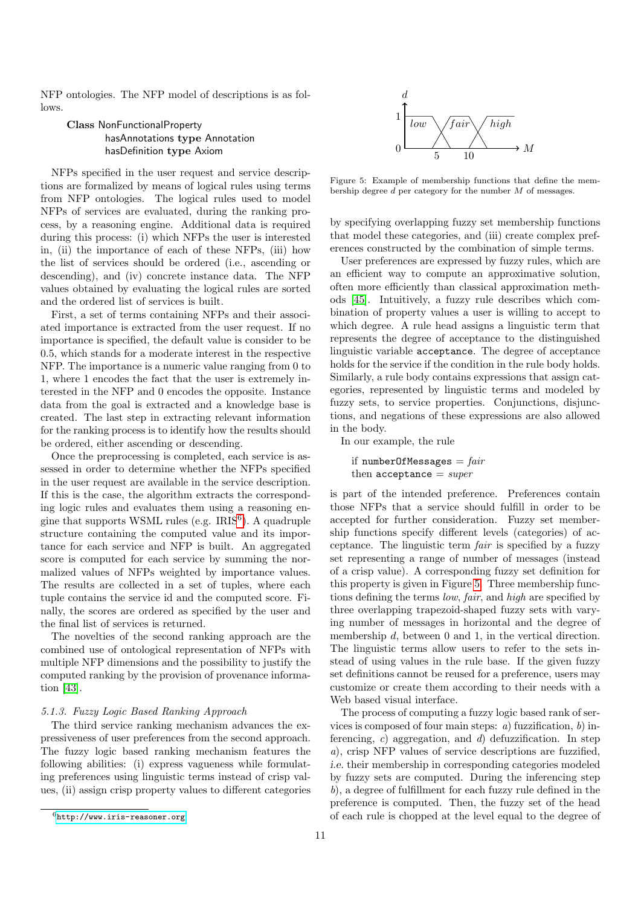NFP ontologies. The NFP model of descriptions is as follows.

```
Class NonFunctionalProperty
      hasAnnotations type Annotation
      hasDefinition type Axiom
```

NFPs specified in the user request and service descriptions are formalized by means of logical rules using terms from NFP ontologies. The logical rules used to model NFPs of services are evaluated, during the ranking process, by a reasoning engine. Additional data is required during this process: (i) which NFPs the user is interested in, (ii) the importance of each of these NFPs, (iii) how the list of services should be ordered (i.e., ascending or descending), and (iv) concrete instance data. The NFP values obtained by evaluating the logical rules are sorted and the ordered list of services is built.

First, a set of terms containing NFPs and their associated importance is extracted from the user request. If no importance is specified, the default value is consider to be 0.5, which stands for a moderate interest in the respective NFP. The importance is a numeric value ranging from 0 to 1, where 1 encodes the fact that the user is extremely interested in the NFP and 0 encodes the opposite. Instance data from the goal is extracted and a knowledge base is created. The last step in extracting relevant information for the ranking process is to identify how the results should be ordered, either ascending or descending.

Once the preprocessing is completed, each service is assessed in order to determine whether the NFPs specified in the user request are available in the service description. If this is the case, the algorithm extracts the corresponding logic rules and evaluates them using a reasoning engine that supports WSML rules (e.g. IRIS[6]). A quadruple structure containing the computed value and its importance for each service and NFP is built. An aggregated score is computed for each service by summing the normalized values of NFPs weighted by importance values. The results are collected in a set of tuples, where each tuple contains the service id and the computed score. Finally, the scores are ordered as specified by the user and the final list of services is returned.

The novelties of the second ranking approach are the combined use of ontological representation of NFPs with multiple NFP dimensions and the possibility to justify the computed ranking by the provision of provenance information [43].

#### 5.1.3. Fuzzy Logic Based Ranking Approach

The third service ranking mechanism advances the expressiveness of user preferences from the second approach. The fuzzy logic based ranking mechanism features the following abilities: (i) express vagueness while formulating preferences using linguistic terms instead of crisp values, (ii) assign crisp property values to different categories by specifying overlapping fuzzy set membership functions that model these categories, and (iii) create complex preferences constructed by the combination of simple terms.

[6] http://www.iris-reasoner.org

Figure 5: Example of membership functions that define the membership degree $d$ per category for the number $M$ of messages.

User preferences are expressed by fuzzy rules, which are an efficient way to compute an approximative solution, often more efficiently than classical approximation methods [45]. Intuitively, a fuzzy rule describes which combination of property values a user is willing to accept to which degree. A rule head assigns a linguistic term that represents the degree of acceptance to the distinguished linguistic variable `acceptance`. The degree of acceptance holds for the service if the condition in the rule body holds. Similarly, a rule body contains expressions that assign categories, represented by linguistic terms and modeled by fuzzy sets, to service properties. Conjunctions, disjunctions, and negations of these expressions are also allowed in the body.

In our example, the rule

if `numberOfMessages` = *fair*
then `acceptance` = *super*

is part of the intended preference. Preferences contain those NFPs that a service should fulfill in order to be accepted for further consideration. Fuzzy set membership functions specify different levels (categories) of acceptance. The linguistic term *fair* is specified by a fuzzy set representing a range of number of messages (instead of a crisp value). A corresponding fuzzy set definition for this property is given in Figure 5. Three membership functions defining the terms *low*, *fair*, and *high* are specified by three overlapping trapezoid-shaped fuzzy sets with varying number of messages in horizontal and the degree of membership $d$, between 0 and 1, in the vertical direction. The linguistic terms allow users to refer to the sets instead of using values in the rule base. If the given fuzzy set definitions cannot be reused for a preference, users may customize or create them according to their needs with a Web based visual interface.

The process of computing a fuzzy logic based rank of services is composed of four main steps: *a*) fuzzification, *b*) inferencing, *c*) aggregation, and *d*) defuzzification. In step *a*), crisp NFP values of service descriptions are fuzzified, *i.e.* their membership in corresponding categories modeled by fuzzy sets are computed. During the inferencing step *b*), a degree of fulfillment for each fuzzy rule defined in the preference is computed. Then, the fuzzy set of the head of each rule is chopped at the level equal to the degree of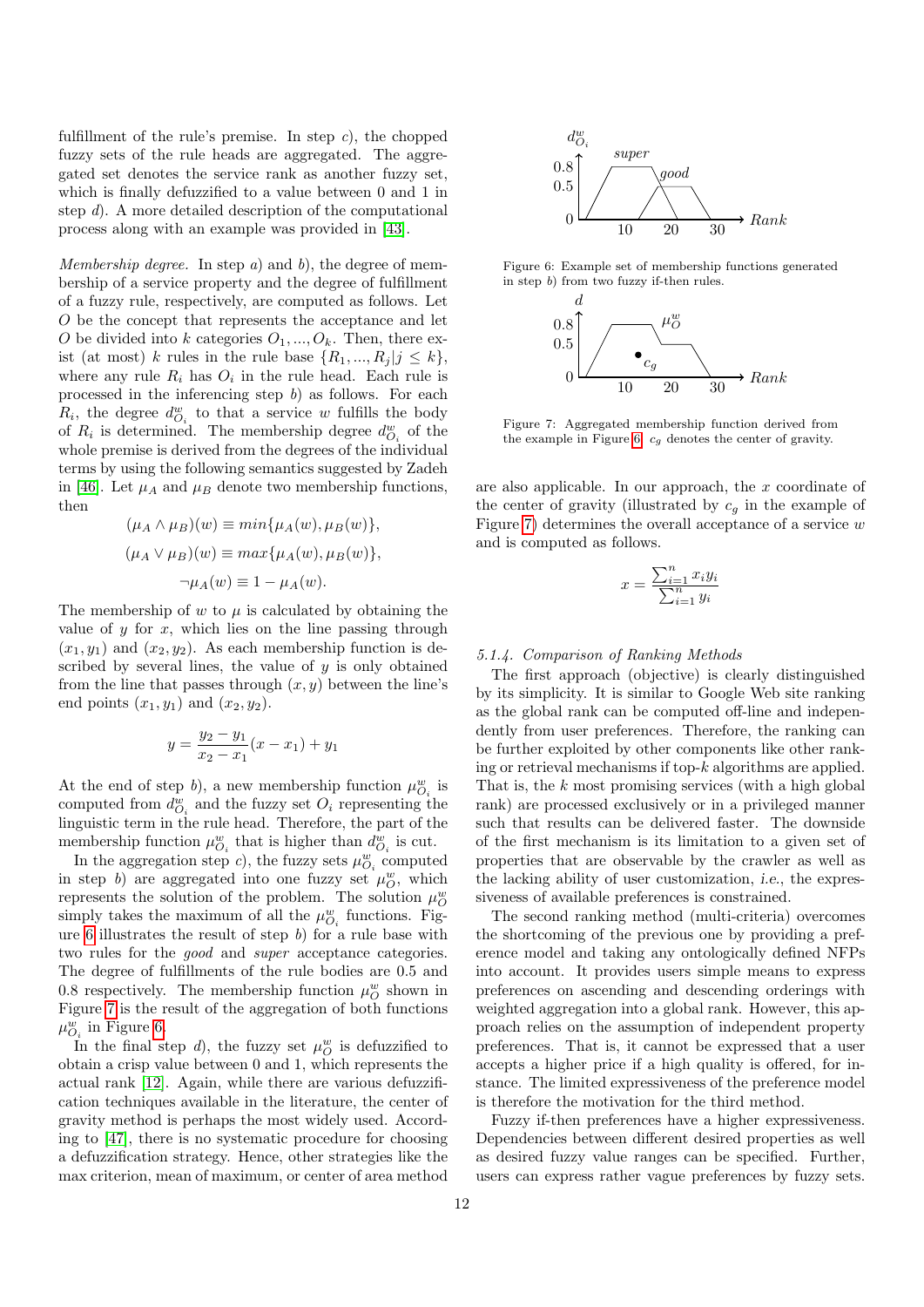fulfillment of the rule's premise. In step *c*), the chopped fuzzy sets of the rule heads are aggregated. The aggregated set denotes the service rank as another fuzzy set, which is finally defuzzified to a value between 0 and 1 in step *d*). A more detailed description of the computational process along with an example was provided in [43].

*Membership degree.* In step *a*) and *b*), the degree of membership of a service property and the degree of fulfillment of a fuzzy rule, respectively, are computed as follows. Let $O$ be the concept that represents the acceptance and let $O$ be divided into $k$ categories $O_1, ..., O_k$. Then, there exist (at most) $k$ rules in the rule base $\{R_1, ..., R_j | j \leq k\}$, where any rule $R_i$ has $O_i$ in the rule head. Each rule is processed in the inferencing step *b*) as follows. For each $R_i$, the degree $d^w_{O_i}$ to that a service $w$ fulfills the body of $R_i$ is determined. The membership degree $d^w_{O_i}$ of the whole premise is derived from the degrees of the individual terms by using the following semantics suggested by Zadeh in [46]. Let $\mu_A$ and $\mu_B$ denote two membership functions, then

$$(\mu_A \wedge \mu_B)(w) \equiv min\{\mu_A(w), \mu_B(w)\},$$

$$(\mu_A \vee \mu_B)(w) \equiv max\{\mu_A(w), \mu_B(w)\},$$

$$\neg\mu_A(w) \equiv 1 - \mu_A(w).$$

The membership of $w$ to $\mu$ is calculated by obtaining the value of $y$ for $x$, which lies on the line passing through $(x_1, y_1)$ and $(x_2, y_2)$. As each membership function is described by several lines, the value of $y$ is only obtained from the line that passes through $(x, y)$ between the line's end points $(x_1, y_1)$ and $(x_2, y_2)$.

$$y = \frac{y_2 - y_1}{x_2 - x_1}(x - x_1) + y_1$$

At the end of step *b*), a new membership function $\mu^w_{O_i}$ is computed from $d^w_{O_i}$ and the fuzzy set $O_i$ representing the linguistic term in the rule head. Therefore, the part of the membership function $\mu^w_{O_i}$ that is higher than $d^w_{O_i}$ is cut.

In the aggregation step *c*), the fuzzy sets $\mu^w_{O_i}$ computed in step *b*) are aggregated into one fuzzy set $\mu^w_O$, which represents the solution of the problem. The solution $\mu^w_O$ simply takes the maximum of all the $\mu^w_{O_i}$ functions. Figure 6 illustrates the result of step *b*) for a rule base with two rules for the *good* and *super* acceptance categories. The degree of fulfillments of the rule bodies are 0.5 and 0.8 respectively. The membership function $\mu^w_O$ shown in Figure 7 is the result of the aggregation of both functions $\mu^w_{O_i}$ in Figure 6.

In the final step *d*), the fuzzy set $\mu^w_O$ is defuzzified to obtain a crisp value between 0 and 1, which represents the actual rank [12]. Again, while there are various defuzzification techniques available in the literature, the center of gravity method is perhaps the most widely used. According to [47], there is no systematic procedure for choosing a defuzzification strategy. Hence, other strategies like the max criterion, mean of maximum, or center of area method are also applicable. In our approach, the $x$ coordinate of the center of gravity (illustrated by $c_g$ in the example of Figure 7) determines the overall acceptance of a service $w$ and is computed as follows.

Figure 6: Example set of membership functions generated in step *b*) from two fuzzy if-then rules.

Figure 7: Aggregated membership function derived from the example in Figure 6. $c_g$ denotes the center of gravity.

$$x = \frac{\sum_{i=1}^{n} x_i y_i}{\sum_{i=1}^{n} y_i}$$

#### 5.1.4. Comparison of Ranking Methods

The first approach (objective) is clearly distinguished by its simplicity. It is similar to Google Web site ranking as the global rank can be computed off-line and independently from user preferences. Therefore, the ranking can be further exploited by other components like other ranking or retrieval mechanisms if top-$k$ algorithms are applied. That is, the $k$ most promising services (with a high global rank) are processed exclusively or in a privileged manner such that results can be delivered faster. The downside of the first mechanism is its limitation to a given set of properties that are observable by the crawler as well as the lacking ability of user customization, *i.e.*, the expressiveness of available preferences is constrained.

The second ranking method (multi-criteria) overcomes the shortcoming of the previous one by providing a preference model and taking any ontologically defined NFPs into account. It provides users simple means to express preferences on ascending and descending orderings with weighted aggregation into a global rank. However, this approach relies on the assumption of independent property preferences. That is, it cannot be expressed that a user accepts a higher price if a high quality is offered, for instance. The limited expressiveness of the preference model is therefore the motivation for the third method.

Fuzzy if-then preferences have a higher expressiveness. Dependencies between different desired properties as well as desired fuzzy value ranges can be specified. Further, users can express rather vague preferences by fuzzy sets.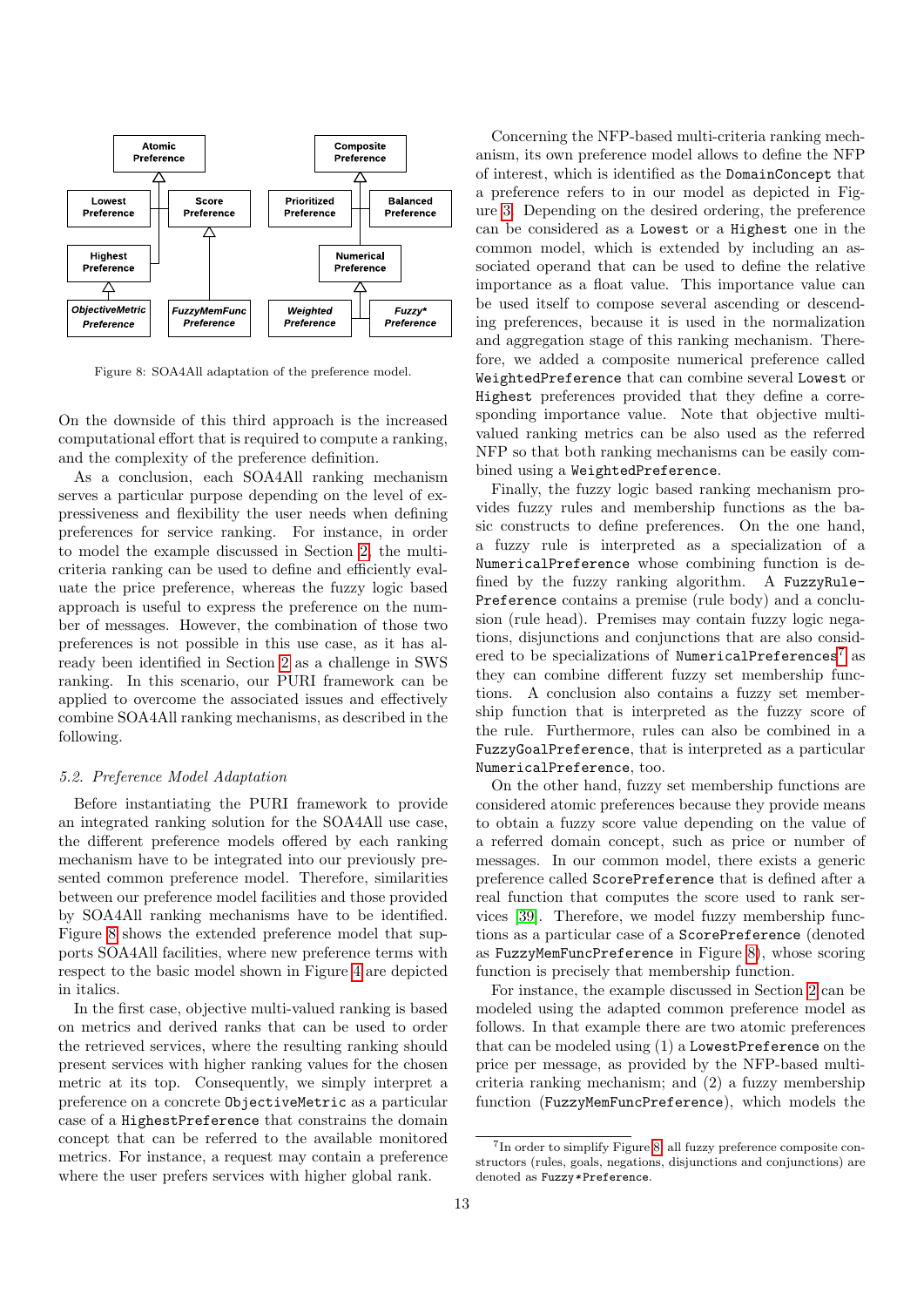Figure 8: SOA4All adaptation of the preference model.

On the downside of this third approach is the increased computational effort that is required to compute a ranking, and the complexity of the preference definition.

As a conclusion, each SOA4All ranking mechanism serves a particular purpose depending on the level of expressiveness and flexibility the user needs when defining preferences for service ranking. For instance, in order to model the example discussed in Section 2, the multi-criteria ranking can be used to define and efficiently evaluate the price preference, whereas the fuzzy logic based approach is useful to express the preference on the number of messages. However, the combination of those two preferences is not possible in this use case, as it has already been identified in Section 2 as a challenge in SWS ranking. In this scenario, our PURI framework can be applied to overcome the associated issues and effectively combine SOA4All ranking mechanisms, as described in the following.

### 5.2. Preference Model Adaptation

Before instantiating the PURI framework to provide an integrated ranking solution for the SOA4All use case, the different preference models offered by each ranking mechanism have to be integrated into our previously presented common preference model. Therefore, similarities between our preference model facilities and those provided by SOA4All ranking mechanisms have to be identified. Figure 8 shows the extended preference model that supports SOA4All facilities, where new preference terms with respect to the basic model shown in Figure 4 are depicted in italics.

In the first case, objective multi-valued ranking is based on metrics and derived ranks that can be used to order the retrieved services, where the resulting ranking should present services with higher ranking values for the chosen metric at its top. Consequently, we simply interpret a preference on a concrete `ObjectiveMetric` as a particular case of a `HighestPreference` that constrains the domain concept that can be referred to the available monitored metrics. For instance, a request may contain a preference where the user prefers services with higher global rank.

Concerning the NFP-based multi-criteria ranking mechanism, its own preference model allows to define the NFP of interest, which is identified as the `DomainConcept` that a preference refers to in our model as depicted in Figure 3. Depending on the desired ordering, the preference can be considered as a `Lowest` or a `Highest` one in the common model, which is extended by including an associated operand that can be used to define the relative importance as a float value. This importance value can be used itself to compose several ascending or descending preferences, because it is used in the normalization and aggregation stage of this ranking mechanism. Therefore, we added a composite numerical preference called `WeightedPreference` that can combine several `Lowest` or `Highest` preferences provided that they define a corresponding importance value. Note that objective multi-valued ranking metrics can be also used as the referred NFP so that both ranking mechanisms can be easily combined using a `WeightedPreference`.

Finally, the fuzzy logic based ranking mechanism provides fuzzy rules and membership functions as the basic constructs to define preferences. On the one hand, a fuzzy rule is interpreted as a specialization of `NumericalPreference` whose combining function is defined by the fuzzy ranking algorithm. A `FuzzyRule-Preference` contains a premise (rule body) and a conclusion (rule head). Premises may contain fuzzy logic negations, disjunctions and conjunctions that are also considered to be specializations of `NumericalPreferences`[7] as they can combine different fuzzy set membership functions. A conclusion also contains a fuzzy set membership function that is interpreted as the fuzzy score of the rule. Furthermore, rules can also be combined in a `FuzzyGoalPreference`, that is interpreted as a particular `NumericalPreference`, too.

On the other hand, fuzzy set membership functions are considered atomic preferences because they provide means to obtain a fuzzy score value depending on the value of a referred domain concept, such as price or number of messages. In our common model, there exists a generic preference called `ScorePreference` that is defined after a real function that computes the score used to rank services [39]. Therefore, we model fuzzy membership functions as a particular case of a `ScorePreference` (denoted as `FuzzyMemFuncPreference` in Figure 8), whose scoring function is precisely that membership function.

For instance, the example discussed in Section 2 can be modeled using the adapted common preference model as follows. In that example there are two atomic preferences that can be modeled using (1) a `LowestPreference` on the price per message, as provided by the NFP-based multi-criteria ranking mechanism; and (2) a fuzzy membership function (`FuzzyMemFuncPreference`), which models the

[7] In order to simplify Figure 8, all fuzzy preference composite constructors (rules, goals, negations, disjunctions and conjunctions) are denoted as `Fuzzy*Preference`.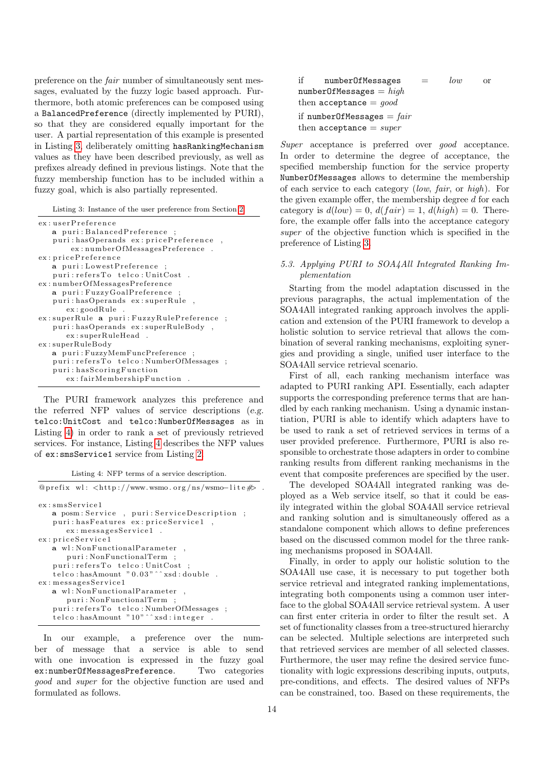preference on the *fair* number of simultaneously sent messages, evaluated by the fuzzy logic based approach. Furthermore, both atomic preferences can be composed using a `BalancedPreference` (directly implemented by PURI), so that they are considered equally important for the user. A partial representation of this example is presented in Listing 3, deliberately omitting `hasRankingMechanism` values as they have been described previously, as well as prefixes already defined in previous listings. Note that the fuzzy membership function has to be included within a fuzzy goal, which is also partially represented.

Listing 3: Instance of the user preference from Section 2

```
ex:userPreference
   a puri:BalancedPreference ;
   puri:hasOperands ex:pricePreference ,
       ex:numberOfMessagesPreference .
ex:pricePreference
   a puri:LowestPreference ;
   puri:refersTo telco:UnitCost .
ex:numberOfMessagesPreference
   a puri:FuzzyGoalPreference ;
   puri:hasOperands ex:superRule ,
      ex:goodRule .
ex:superRule a puri:FuzzyRulePreference ;
   puri:hasOperands ex:superRuleBody ,
      ex:superRuleHead .
ex:superRuleBody
   a puri:FuzzyMemFuncPreference ;
   puri:refersTo telco:NumberOfMessages ;
   puri:hasScoringFunction
      ex:fairMembershipFunction .
```

The PURI framework analyzes this preference and the referred NFP values of service descriptions (*e.g.* `telco:UnitCost` and `telco:NumberOfMessages` as in Listing 4) in order to rank a set of previously retrieved services. For instance, Listing 4 describes the NFP values of `ex:smsService1` service from Listing 2.

Listing 4: NFP terms of a service description.

```
@prefix wl: <http://www.wsmo.org/ns/wsmo-lite#> .

ex:smsService1
   a posm:Service , puri:ServiceDescription ;
   puri:hasFeatures ex:priceService1 ,
      ex:messagesService1 .
ex:priceService1
   a wl:NonFunctionalParameter ,
      puri:NonFunctionalTerm ;
   puri:refersTo telco:UnitCost ;
   telco:hasAmount "0.03"^^xsd:double .
ex:messagesService1
   a wl:NonFunctionalParameter ,
      puri:NonFunctionalTerm ;
   puri:refersTo telco:NumberOfMessages ;
   telco:hasAmount "10"^^xsd:integer .
```

In our example, a preference over the number of message that a service is able to send with one invocation is expressed in the fuzzy goal `ex:numberOfMessagesPreference`. Two categories *good* and *super* for the objective function are used and formulated as follows.

if `numberOfMessages` = *low* or `numberOfMessages` = *high*
then `acceptance` = *good*

if `numberOfMessages` = *fair*
then `acceptance` = *super*

*Super* acceptance is preferred over *good* acceptance. In order to determine the degree of acceptance, the specified membership function for the service property `NumberOfMessages` allows to determine the membership of each service to each category (*low*, *fair*, or *high*). For the given example offer, the membership degree $d$ for each category is $d(low) = 0$, $d(fair) = 1$, $d(high) = 0$. Therefore, the example offer falls into the acceptance category *super* of the objective function which is specified in the preference of Listing 3.

### *5.3. Applying PURI to SOA4All Integrated Ranking Implementation*

Starting from the model adaptation discussed in the previous paragraphs, the actual implementation of the SOA4All integrated ranking approach involves the application and extension of the PURI framework to develop a holistic solution to service retrieval that allows the combination of several ranking mechanisms, exploiting synergies and providing a single, unified user interface to the SOA4All service retrieval scenario.

First of all, each ranking mechanism interface was adapted to PURI ranking API. Essentially, each adapter supports the corresponding preference terms that are handled by each ranking mechanism. Using a dynamic instantiation, PURI is able to identify which adapters have to be used to rank a set of retrieved services in terms of a user provided preference. Furthermore, PURI is also responsible to orchestrate those adapters in order to combine ranking results from different ranking mechanisms in the event that composite preferences are specified by the user.

The developed SOA4All integrated ranking was deployed as a Web service itself, so that it could be easily integrated within the global SOA4All service retrieval and ranking solution and is simultaneously offered as a standalone component which allows to define preferences based on the discussed common model for the three ranking mechanisms proposed in SOA4All.

Finally, in order to apply our holistic solution to the SOA4All use case, it is necessary to put together both service retrieval and integrated ranking implementations, integrating both components using a common user interface to the global SOA4All service retrieval system. A user can first enter criteria in order to filter the result set. A set of functionality classes from a tree-structured hierarchy can be selected. Multiple selections are interpreted such that retrieved services are member of all selected classes. Furthermore, the user may refine the desired service functionality with logic expressions describing inputs, outputs, pre-conditions, and effects. The desired values of NFPs can be constrained, too. Based on these requirements, the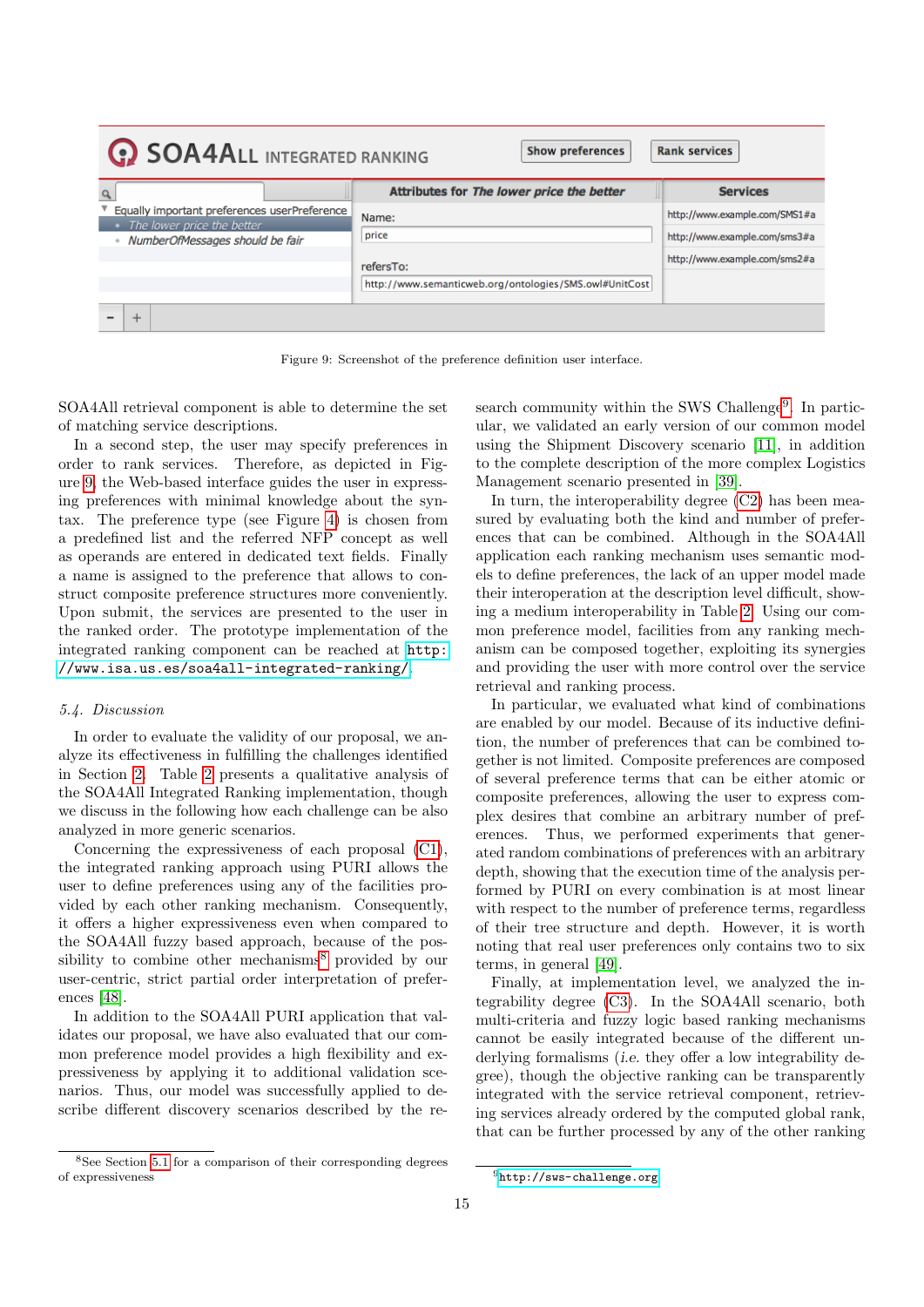Figure 9: Screenshot of the preference definition user interface.

SOA4All retrieval component is able to determine the set of matching service descriptions.

In a second step, the user may specify preferences in order to rank services. Therefore, as depicted in Figure 9, the Web-based interface guides the user in expressing preferences with minimal knowledge about the syntax. The preference type (see Figure 4) is chosen from a predefined list and the referred NFP concept as well as operands are entered in dedicated text fields. Finally a name is assigned to the preference that allows to construct composite preference structures more conveniently. Upon submit, the services are presented to the user in the ranked order. The prototype implementation of the integrated ranking component can be reached at `http://www.isa.us.es/soa4all-integrated-ranking/`.

### 5.4. Discussion

In order to evaluate the validity of our proposal, we analyze its effectiveness in fulfilling the challenges identified in Section 2. Table 2 presents a qualitative analysis of the SOA4All Integrated Ranking implementation, though we discuss in the following how each challenge can be also analyzed in more generic scenarios.

Concerning the expressiveness of each proposal (C1), the integrated ranking approach using PURI allows the user to define preferences using any of the facilities provided by each other ranking mechanism. Consequently, it offers a higher expressiveness even when compared to the SOA4All fuzzy based approach, because of the possibility to combine other mechanisms[8] provided by our user-centric, strict partial order interpretation of preferences [48].

In addition to the SOA4All PURI application that validates our proposal, we have also evaluated that our common preference model provides a high flexibility and expressiveness by applying it to additional validation scenarios. Thus, our model was successfully applied to describe different discovery scenarios described by the research community within the SWS Challenge[9]. In particular, we validated an early version of our common model using the Shipment Discovery scenario [11], in addition to the complete description of the more complex Logistics Management scenario presented in [39].

In turn, the interoperability degree (C2) has been measured by evaluating both the kind and number of preferences that can be combined. Although in the SOA4All application each ranking mechanism uses semantic models to define preferences, the lack of an upper model made their interoperation at the description level difficult, showing a medium interoperability in Table 2. Using our common preference model, facilities from any ranking mechanism can be composed together, exploiting its synergies and providing the user with more control over the service retrieval and ranking process.

In particular, we evaluated what kind of combinations are enabled by our model. Because of its inductive definition, the number of preferences that can be combined together is not limited. Composite preferences are composed of several preference terms that can be either atomic or composite preferences, allowing the user to express complex desires that combine an arbitrary number of preferences. Thus, we performed experiments that generated random combinations of preferences with an arbitrary depth, showing that the execution time of the analysis performed by PURI on every combination is at most linear with respect to the number of preference terms, regardless of their tree structure and depth. However, it is worth noting that real user preferences only contains two to six terms, in general [49].

Finally, at implementation level, we analyzed the integrability degree (C3). In the SOA4All scenario, both multi-criteria and fuzzy logic based ranking mechanisms cannot be easily integrated because of the different underlying formalisms (*i.e.* they offer a low integrability degree), though the objective ranking can be transparently integrated with the service retrieval component, retrieving services already ordered by the computed global rank, that can be further processed by any of the other ranking

[8] See Section 5.1 for a comparison of their corresponding degrees of expressiveness

[9] `http://sws-challenge.org`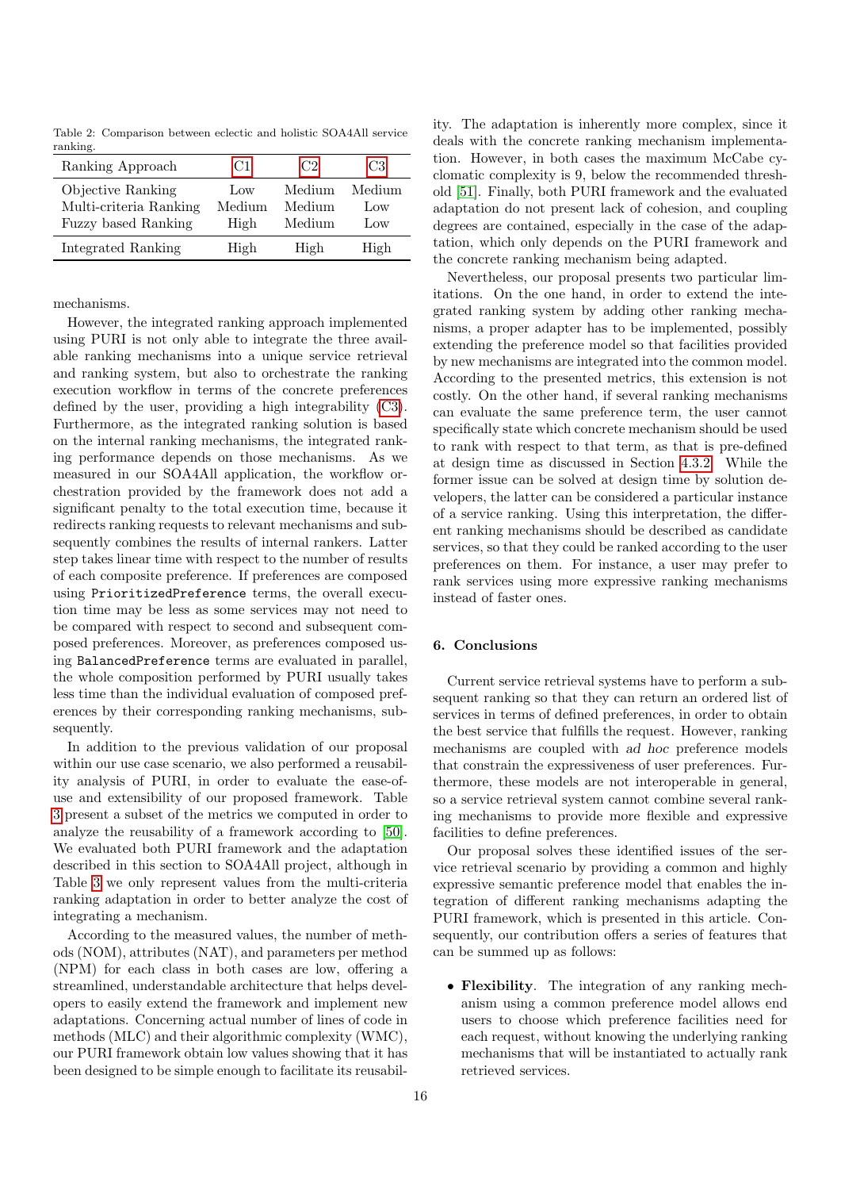Table 2: Comparison between eclectic and holistic SOA4All service ranking.

| Ranking Approach | C1 | C2 | C3 |
|---|---|---|---|
| Objective Ranking | Low | Medium | Medium |
| Multi-criteria Ranking | Medium | Medium | Low |
| Fuzzy based Ranking | High | Medium | Low |
| Integrated Ranking | High | High | High |

mechanisms.

However, the integrated ranking approach implemented using PURI is not only able to integrate the three available ranking mechanisms into a unique service retrieval and ranking system, but also to orchestrate the ranking execution workflow in terms of the concrete preferences defined by the user, providing a high integrability (C3). Furthermore, as the integrated ranking solution is based on the internal ranking mechanisms, the integrated ranking performance depends on those mechanisms. As we measured in our SOA4All application, the workflow orchestration provided by the framework does not add a significant penalty to the total execution time, because it redirects ranking requests to relevant mechanisms and subsequently combines the results of internal rankers. Latter step takes linear time with respect to the number of results of each composite preference. If preferences are composed using `PrioritizedPreference` terms, the overall execution time may be less as some services may not need to be compared with respect to second and subsequent composed preferences. Moreover, as preferences composed using `BalancedPreference` terms are evaluated in parallel, the whole composition performed by PURI usually takes less time than the individual evaluation of composed preferences by their corresponding ranking mechanisms, subsequently.

In addition to the previous validation of our proposal within our use case scenario, we also performed a reusability analysis of PURI, in order to evaluate the ease-of-use and extensibility of our proposed framework. Table 3 present a subset of the metrics we computed in order to analyze the reusability of a framework according to [50]. We evaluated both PURI framework and the adaptation described in this section to SOA4All project, although in Table 3 we only represent values from the multi-criteria ranking adaptation in order to better analyze the cost of integrating a mechanism.

According to the measured values, the number of methods (NOM), attributes (NAT), and parameters per method (NPM) for each class in both cases are low, offering a streamlined, understandable architecture that helps developers to easily extend the framework and implement new adaptations. Concerning actual number of lines of code in methods (MLC) and their algorithmic complexity (WMC), our PURI framework obtain low values showing that it has been designed to be simple enough to facilitate its reusability. The adaptation is inherently more complex, since it deals with the concrete ranking mechanism implementation. However, in both cases the maximum McCabe cyclomatic complexity is 9, below the recommended threshold [51]. Finally, both PURI framework and the evaluated adaptation do not present lack of cohesion, and coupling degrees are contained, especially in the case of the adaptation, which only depends on the PURI framework and the concrete ranking mechanism being adapted.

Nevertheless, our proposal presents two particular limitations. On the one hand, in order to extend the integrated ranking system by adding other ranking mechanisms, a proper adapter has to be implemented, possibly extending the preference model so that facilities provided by new mechanisms are integrated into the common model. According to the presented metrics, this extension is not costly. On the other hand, if several ranking mechanisms can evaluate the same preference term, the user cannot specifically state which concrete mechanism should be used to rank with respect to that term, as that is pre-defined at design time as discussed in Section 4.3.2. While the former issue can be solved at design time by solution developers, the latter can be considered a particular instance of a service ranking. Using this interpretation, the different ranking mechanisms should be described as candidate services, so that they could be ranked according to the user preferences on them. For instance, a user may prefer to rank services using more expressive ranking mechanisms instead of faster ones.

## 6. Conclusions

Current service retrieval systems have to perform a subsequent ranking so that they can return an ordered list of services in terms of defined preferences, in order to obtain the best service that fulfills the request. However, ranking mechanisms are coupled with *ad hoc* preference models that constrain the expressiveness of user preferences. Furthermore, these models are not interoperable in general, so a service retrieval system cannot combine several ranking mechanisms to provide more flexible and expressive facilities to define preferences.

Our proposal solves these identified issues of the service retrieval scenario by providing a common and highly expressive semantic preference model that enables the integration of different ranking mechanisms adapting the PURI framework, which is presented in this article. Consequently, our contribution offers a series of features that can be summed up as follows:

- **Flexibility**. The integration of any ranking mechanism using a common preference model allows end users to choose which preference facilities need for each request, without knowing the underlying ranking mechanisms that will be instantiated to actually rank retrieved services.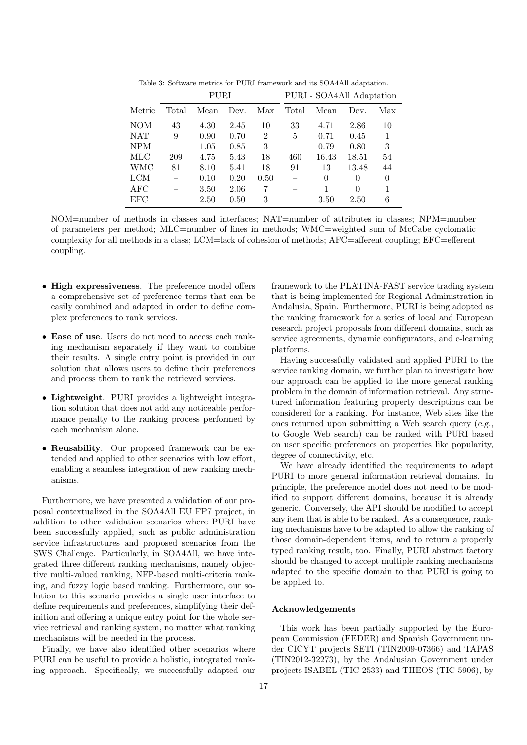Table 3: Software metrics for PURI framework and its SOA4All adaptation.

| | PURI | | | | PURI - SOA4All Adaptation | | | |
|---|---|---|---|---|---|---|---|---|
| Metric | Total | Mean | Dev. | Max | Total | Mean | Dev. | Max |
| NOM | 43 | 4.30 | 2.45 | 10 | 33 | 4.71 | 2.86 | 10 |
| NAT | 9 | 0.90 | 0.70 | 2 | 5 | 0.71 | 0.45 | 1 |
| NPM | – | 1.05 | 0.85 | 3 | – | 0.79 | 0.80 | 3 |
| MLC | 209 | 4.75 | 5.43 | 18 | 460 | 16.43 | 18.51 | 54 |
| WMC | 81 | 8.10 | 5.41 | 18 | 91 | 13 | 13.48 | 44 |
| LCM | – | 0.10 | 0.20 | 0.50 | – | 0 | 0 | 0 |
| AFC | – | 3.50 | 2.06 | 7 | – | 1 | 0 | 1 |
| EFC | – | 2.50 | 0.50 | 3 | – | 3.50 | 2.50 | 6 |

NOM=number of methods in classes and interfaces; NAT=number of attributes in classes; NPM=number of parameters per method; MLC=number of lines in methods; WMC=weighted sum of McCabe cyclomatic complexity for all methods in a class; LCM=lack of cohesion of methods; AFC=afferent coupling; EFC=efferent coupling.

- **High expressiveness**. The preference model offers a comprehensive set of preference terms that can be easily combined and adapted in order to define complex preferences to rank services.
- **Ease of use**. Users do not need to access each ranking mechanism separately if they want to combine their results. A single entry point is provided in our solution that allows users to define their preferences and process them to rank the retrieved services.
- **Lightweight**. PURI provides a lightweight integration solution that does not add any noticeable performance penalty to the ranking process performed by each mechanism alone.
- **Reusability**. Our proposed framework can be extended and applied to other scenarios with low effort, enabling a seamless integration of new ranking mechanisms.

Furthermore, we have presented a validation of our proposal contextualized in the SOA4All EU FP7 project, in addition to other validation scenarios where PURI have been successfully applied, such as public administration service infrastructures and proposed scenarios from the SWS Challenge. Particularly, in SOA4All, we have integrated three different ranking mechanisms, namely objective multi-valued ranking, NFP-based multi-criteria ranking, and fuzzy logic based ranking. Furthermore, our solution to this scenario provides a single user interface to define requirements and preferences, simplifying their definition and offering a unique entry point for the whole service retrieval and ranking system, no matter what ranking mechanisms will be needed in the process.

Finally, we have also identified other scenarios where PURI can be useful to provide a holistic, integrated ranking approach. Specifically, we successfully adapted our framework to the PLATINA-FAST service trading system that is being implemented for Regional Administration in Andalusia, Spain. Furthermore, PURI is being adopted as the ranking framework for a series of local and European research project proposals from different domains, such as service agreements, dynamic configurators, and e-learning platforms.

Having successfully validated and applied PURI to the service ranking domain, we further plan to investigate how our approach can be applied to the more general ranking problem in the domain of information retrieval. Any structured information featuring property descriptions can be considered for a ranking. For instance, Web sites like the ones returned upon submitting a Web search query (*e.g.*, to Google Web search) can be ranked with PURI based on user specific preferences on properties like popularity, degree of connectivity, etc.

We have already identified the requirements to adapt PURI to more general information retrieval domains. In principle, the preference model does not need to be modified to support different domains, because it is already generic. Conversely, the API should be modified to accept any item that is able to be ranked. As a consequence, ranking mechanisms have to be adapted to allow the ranking of those domain-dependent items, and to return a properly typed ranking result, too. Finally, PURI abstract factory should be changed to accept multiple ranking mechanisms adapted to the specific domain to that PURI is going to be applied to.

#### Acknowledgements

This work has been partially supported by the European Commission (FEDER) and Spanish Government under CICYT projects SETI (TIN2009-07366) and TAPAS (TIN2012-32273), by the Andalusian Government under projects ISABEL (TIC-2533) and THEOS (TIC-5906), by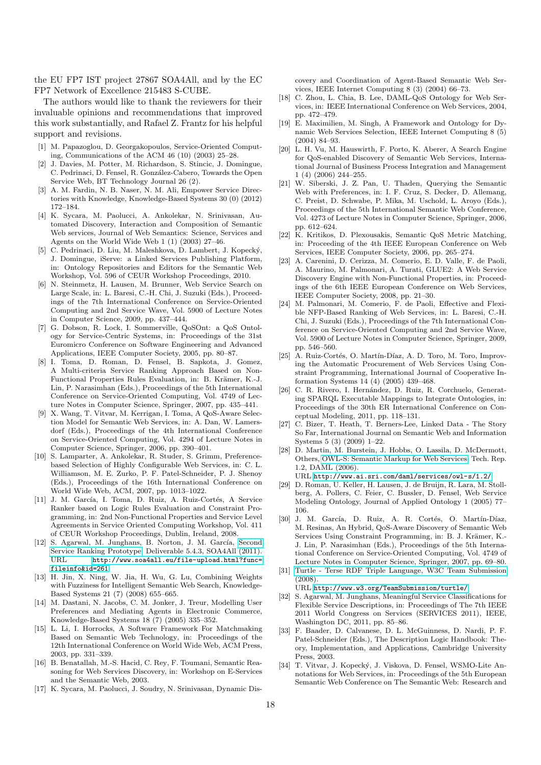the EU FP7 IST project 27867 SOA4All, and by the EC FP7 Network of Excellence 215483 S-CUBE.

The authors would like to thank the reviewers for their invaluable opinions and recommendations that improved this work substantially, and Rafael Z. Frantz for his helpful support and revisions.

- [1] M. Papazoglou, D. Georgakopoulos, Service-Oriented Computing, Communications of the ACM 46 (10) (2003) 25–28.
- [2] J. Davies, M. Potter, M. Richardson, S. Stincic, J. Domingue, C. Pedrinaci, D. Fensel, R. González-Cabero, Towards the Open Service Web, BT Technology Journal 26 (2).
- [3] A. M. Fardin, N. B. Naser, N. M. Ali, Empower Service Directories with Knowledge, Knowledge-Based Systems 30 (0) (2012) 172–184.
- [4] K. Sycara, M. Paolucci, A. Ankolekar, N. Srinivasan, Automated Discovery, Interaction and Composition of Semantic Web services, Journal of Web Semantics: Science, Services and Agents on the World Wide Web 1 (1) (2003) 27–46.
- [5] C. Pedrinaci, D. Liu, M. Maleshkova, D. Lambert, J. Kopecký, J. Domingue, iServe: a Linked Services Publishing Platform, in: Ontology Repositories and Editors for the Semantic Web Workshop, Vol. 596 of CEUR Workshop Proceedings, 2010.
- [6] N. Steinmetz, H. Lausen, M. Brunner, Web Service Search on Large Scale, in: L. Baresi, C.-H. Chi, J. Suzuki (Eds.), Proceedings of the 7th International Conference on Service-Oriented Computing and 2nd Service Wave, Vol. 5900 of Lecture Notes in Computer Science, 2009, pp. 437–444.
- [7] G. Dobson, R. Lock, I. Sommerville, QoSOnt: a QoS Ontology for Service-Centric Systems, in: Proceedings of the 31st Euromicro Conference on Software Engineering and Advanced Applications, IEEE Computer Society, 2005, pp. 80–87.
- [8] I. Toma, D. Roman, D. Fensel, B. Sapkota, J. Gomez, A Multi-criteria Service Ranking Approach Based on Non-Functional Properties Rules Evaluation, in: B. Krämer, K.-J. Lin, P. Narasimhan (Eds.), Proceedings of the 5th International Conference on Service-Oriented Computing, Vol. 4749 of Lecture Notes in Computer Science, Springer, 2007, pp. 435–441.
- [9] X. Wang, T. Vitvar, M. Kerrigan, I. Toma, A QoS-Aware Selection Model for Semantic Web Services, in: A. Dan, W. Lamersdorf (Eds.), Proceedings of the 4th International Conference on Service-Oriented Computing, Vol. 4294 of Lecture Notes in Computer Science, Springer, 2006, pp. 390–401.
- [10] S. Lamparter, A. Ankolekar, R. Studer, S. Grimm, Preference-based Selection of Highly Configurable Web Services, in: C. L. Williamson, M. E. Zurko, P. F. Patel-Schneider, P. J. Shenoy (Eds.), Proceedings of the 16th International Conference on World Wide Web, ACM, 2007, pp. 1013–1022.
- [11] J. M. García, I. Toma, D. Ruiz, A. Ruiz-Cortés, A Service Ranker based on Logic Rules Evaluation and Constraint Programming, in: 2nd Non-Functional Properties and Service Level Agreements in Service Oriented Computing Workshop, Vol. 411 of CEUR Workshop Proceedings, Dublin, Ireland, 2008.
- [12] S. Agarwal, M. Junghans, B. Norton, J. M. García, Second Service Ranking Prototype, Deliverable 5.4.3, SOA4All (2011). URL http://www.soa4all.eu/file-upload.html?func=fileinfo&id=261
- [13] H. Jin, X. Ning, W. Jia, H. Wu, G. Lu, Combining Weights with Fuzziness for Intelligent Semantic Web Search, Knowledge-Based Systems 21 (7) (2008) 655–665.
- [14] M. Dastani, N. Jacobs, C. M. Jonker, J. Treur, Modelling User Preferences and Mediating Agents in Electronic Commerce, Knowledge-Based Systems 18 (7) (2005) 335–352.
- [15] L. Li, I. Horrocks, A Software Framework For Matchmaking Based on Semantic Web Technology, in: Proceedings of the 12th International Conference on World Wide Web, ACM Press, 2003, pp. 331–339.
- [16] B. Benatallah, M.-S. Hacid, C. Rey, F. Toumani, Semantic Reasoning for Web Services Discovery, in: Workshop on E-Services and the Semantic Web, 2003.
- [17] K. Sycara, M. Paolucci, J. Soudry, N. Srinivasan, Dynamic Discovery and Coordination of Agent-Based Semantic Web Services, IEEE Internet Computing 8 (3) (2004) 66–73.
- [18] C. Zhou, L. Chia, B. Lee, DAML-QoS Ontology for Web Services, in: IEEE International Conference on Web Services, 2004, pp. 472–479.
- [19] E. Maximilien, M. Singh, A Framework and Ontology for Dynamic Web Services Selection, IEEE Internet Computing 8 (5) (2004) 84–93.
- [20] L. H. Vu, M. Hauswirth, F. Porto, K. Aberer, A Search Engine for QoS-enabled Discovery of Semantic Web Services, International Journal of Business Process Integration and Management 1 (4) (2006) 244–255.
- [21] W. Siberski, J. Z. Pan, U. Thaden, Querying the Semantic Web with Preferences, in: I. F. Cruz, S. Decker, D. Allemang, C. Preist, D. Schwabe, P. Mika, M. Uschold, L. Aroyo (Eds.), Proceedings of the 5th International Semantic Web Conference, Vol. 4273 of Lecture Notes in Computer Science, Springer, 2006, pp. 612–624.
- [22] K. Kritikos, D. Plexousakis, Semantic QoS Metric Matching, in: Proceeding of the 4th IEEE European Conference on Web Services, IEEE Computer Society, 2006, pp. 265–274.
- [23] A. Carenini, D. Cerizza, M. Comerio, E. D. Valle, F. de Paoli, A. Maurino, M. Palmonari, A. Turati, GLUE2: A Web Service Discovery Engine with Non-Functional Properties, in: Proceedings of the 6th IEEE European Conference on Web Services, IEEE Computer Society, 2008, pp. 21–30.
- [24] M. Palmonari, M. Comerio, F. de Paoli, Effective and Flexible NFP-Based Ranking of Web Services, in: L. Baresi, C.-H. Chi, J. Suzuki (Eds.), Proceedings of the 7th International Conference on Service-Oriented Computing and 2nd Service Wave, Vol. 5900 of Lecture Notes in Computer Science, Springer, 2009, pp. 546–560.
- [25] A. Ruiz-Cortés, O. Martín-Díaz, A. D. Toro, M. Toro, Improving the Automatic Procurement of Web Services Using Constraint Programming, International Journal of Cooperative Information Systems 14 (4) (2005) 439–468.
- [26] C. R. Rivero, I. Hernández, D. Ruiz, R. Corchuelo, Generating SPARQL Executable Mappings to Integrate Ontologies, in: Proceedings of the 30th ER International Conference on Conceptual Modeling, 2011, pp. 118–131.
- [27] C. Bizer, T. Heath, T. Berners-Lee, Linked Data - The Story So Far, International Journal on Semantic Web and Information Systems 5 (3) (2009) 1–22.
- [28] D. Martin, M. Burstein, J. Hobbs, O. Lassila, D. McDermott, Others, OWL-S: Semantic Markup for Web Services, Tech. Rep. 1.2, DAML (2006). URL http://www.ai.sri.com/daml/services/owl-s/1.2/
- [29] D. Roman, U. Keller, H. Lausen, J. de Bruijn, R. Lara, M. Stollberg, A. Pollers, C. Feier, C. Bussler, D. Fensel, Web Service Modeling Ontology, Journal of Applied Ontology 1 (2005) 77–106.
- [30] J. M. García, D. Ruiz, A. R. Cortés, O. Martín-Díaz, M. Resinas, An Hybrid, QoS-Aware Discovery of Semantic Web Services Using Constraint Programming, in: B. J. Krämer, K.-J. Lin, P. Narasimhan (Eds.), Proceedings of the 5th International Conference on Service-Oriented Computing, Vol. 4749 of Lecture Notes in Computer Science, Springer, 2007, pp. 69–80.
- [31] Turtle - Terse RDF Triple Language, W3C Team Submission (2008). URL http://www.w3.org/TeamSubmission/turtle/
- [32] S. Agarwal, M. Junghans, Meaningful Service Classifications for Flexible Service Descriptions, in: Proceedings of The 7th IEEE 2011 World Congress on Services (SERVICES 2011), IEEE, Washington DC, 2011, pp. 85–86.
- [33] F. Baader, D. Calvanese, D. L. McGuinness, D. Nardi, P. F. Patel-Schneider (Eds.), The Description Logic Handbook: Theory, Implementation, and Applications, Cambridge University Press, 2003.
- [34] T. Vitvar, J. Kopecký, J. Viskova, D. Fensel, WSMO-Lite Annotations for Web Services, in: Proceedings of the 5th European Semantic Web Conference on The Semantic Web: Research and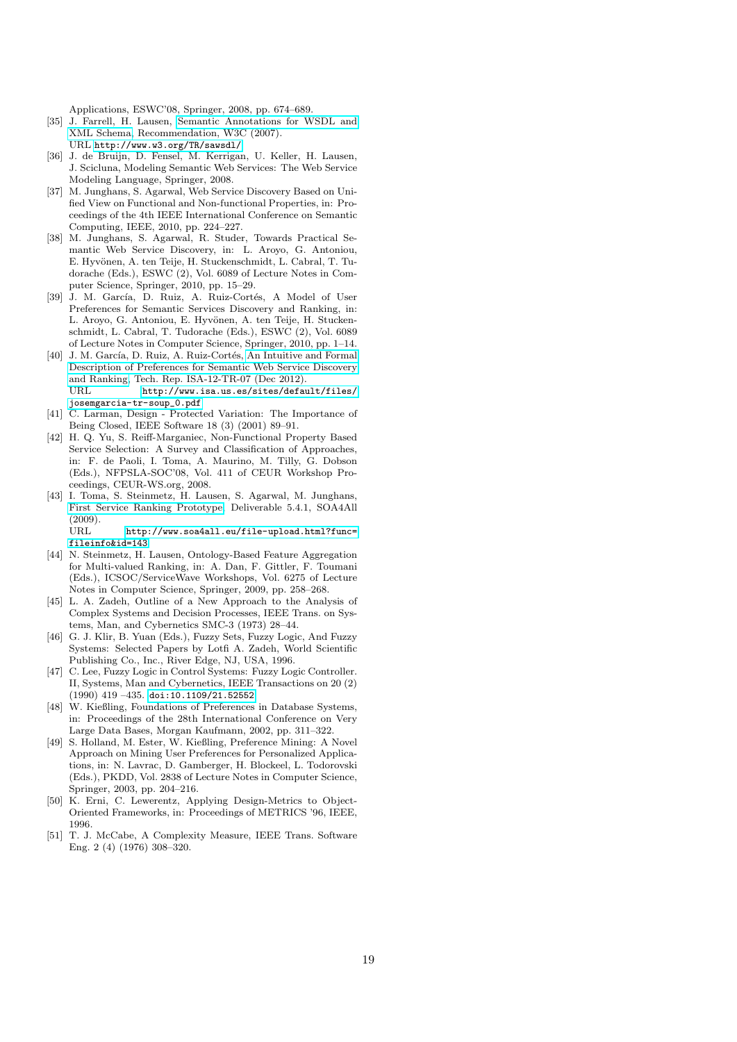Applications, ESWC'08, Springer, 2008, pp. 674–689.

[35] J. Farrell, H. Lausen, Semantic Annotations for WSDL and XML Schema, Recommendation, W3C (2007). URL http://www.w3.org/TR/sawsdl/

[36] J. de Bruijn, D. Fensel, M. Kerrigan, U. Keller, H. Lausen, J. Scicluna, Modeling Semantic Web Services: The Web Service Modeling Language, Springer, 2008.

[37] M. Junghans, S. Agarwal, Web Service Discovery Based on Unified View on Functional and Non-functional Properties, in: Proceedings of the 4th IEEE International Conference on Semantic Computing, IEEE, 2010, pp. 224–227.

[38] M. Junghans, S. Agarwal, R. Studer, Towards Practical Semantic Web Service Discovery, in: L. Aroyo, G. Antoniou, E. Hyvönen, A. ten Teije, H. Stuckenschmidt, L. Cabral, T. Tudorache (Eds.), ESWC (2), Vol. 6089 of Lecture Notes in Computer Science, Springer, 2010, pp. 15–29.

[39] J. M. García, D. Ruiz, A. Ruiz-Cortés, A Model of User Preferences for Semantic Services Discovery and Ranking, in: L. Aroyo, G. Antoniou, E. Hyvönen, A. ten Teije, H. Stuckenschmidt, L. Cabral, T. Tudorache (Eds.), ESWC (2), Vol. 6089 of Lecture Notes in Computer Science, Springer, 2010, pp. 1–14.

[40] J. M. García, D. Ruiz, A. Ruiz-Cortés, An Intuitive and Formal Description of Preferences for Semantic Web Service Discovery and Ranking, Tech. Rep. ISA-12-TR-07 (Dec 2012). URL http://www.isa.us.es/sites/default/files/josemgarcia-tr-soup_0.pdf

[41] C. Larman, Design - Protected Variation: The Importance of Being Closed, IEEE Software 18 (3) (2001) 89–91.

[42] H. Q. Yu, S. Reiff-Marganiec, Non-Functional Property Based Service Selection: A Survey and Classification of Approaches, in: F. de Paoli, I. Toma, A. Maurino, M. Tilly, G. Dobson (Eds.), NFPSLA-SOC'08, Vol. 411 of CEUR Workshop Proceedings, CEUR-WS.org, 2008.

[43] I. Toma, S. Steinmetz, H. Lausen, S. Agarwal, M. Junghans, First Service Ranking Prototype, Deliverable 5.4.1, SOA4All (2009). URL http://www.soa4all.eu/file-upload.html?func=fileinfo&id=143

[44] N. Steinmetz, H. Lausen, Ontology-Based Feature Aggregation for Multi-valued Ranking, in: A. Dan, F. Gittler, F. Toumani (Eds.), ICSOC/ServiceWave Workshops, Vol. 6275 of Lecture Notes in Computer Science, Springer, 2009, pp. 258–268.

[45] L. A. Zadeh, Outline of a New Approach to the Analysis of Complex Systems and Decision Processes, IEEE Trans. on Systems, Man, and Cybernetics SMC-3 (1973) 28–44.

[46] G. J. Klir, B. Yuan (Eds.), Fuzzy Sets, Fuzzy Logic, And Fuzzy Systems: Selected Papers by Lotfi A. Zadeh, World Scientific Publishing Co., Inc., River Edge, NJ, USA, 1996.

[47] C. Lee, Fuzzy Logic in Control Systems: Fuzzy Logic Controller. II, Systems, Man and Cybernetics, IEEE Transactions on 20 (2) (1990) 419 –435. doi:10.1109/21.52552.

[48] W. Kießling, Foundations of Preferences in Database Systems, in: Proceedings of the 28th International Conference on Very Large Data Bases, Morgan Kaufmann, 2002, pp. 311–322.

[49] S. Holland, M. Ester, W. Kießling, Preference Mining: A Novel Approach on Mining User Preferences for Personalized Applications, in: N. Lavrac, D. Gamberger, H. Blockeel, L. Todorovski (Eds.), PKDD, Vol. 2838 of Lecture Notes in Computer Science, Springer, 2003, pp. 204–216.

[50] K. Erni, C. Lewerentz, Applying Design-Metrics to Object-Oriented Frameworks, in: Proceedings of METRICS '96, IEEE, 1996.

[51] T. J. McCabe, A Complexity Measure, IEEE Trans. Software Eng. 2 (4) (1976) 308–320.